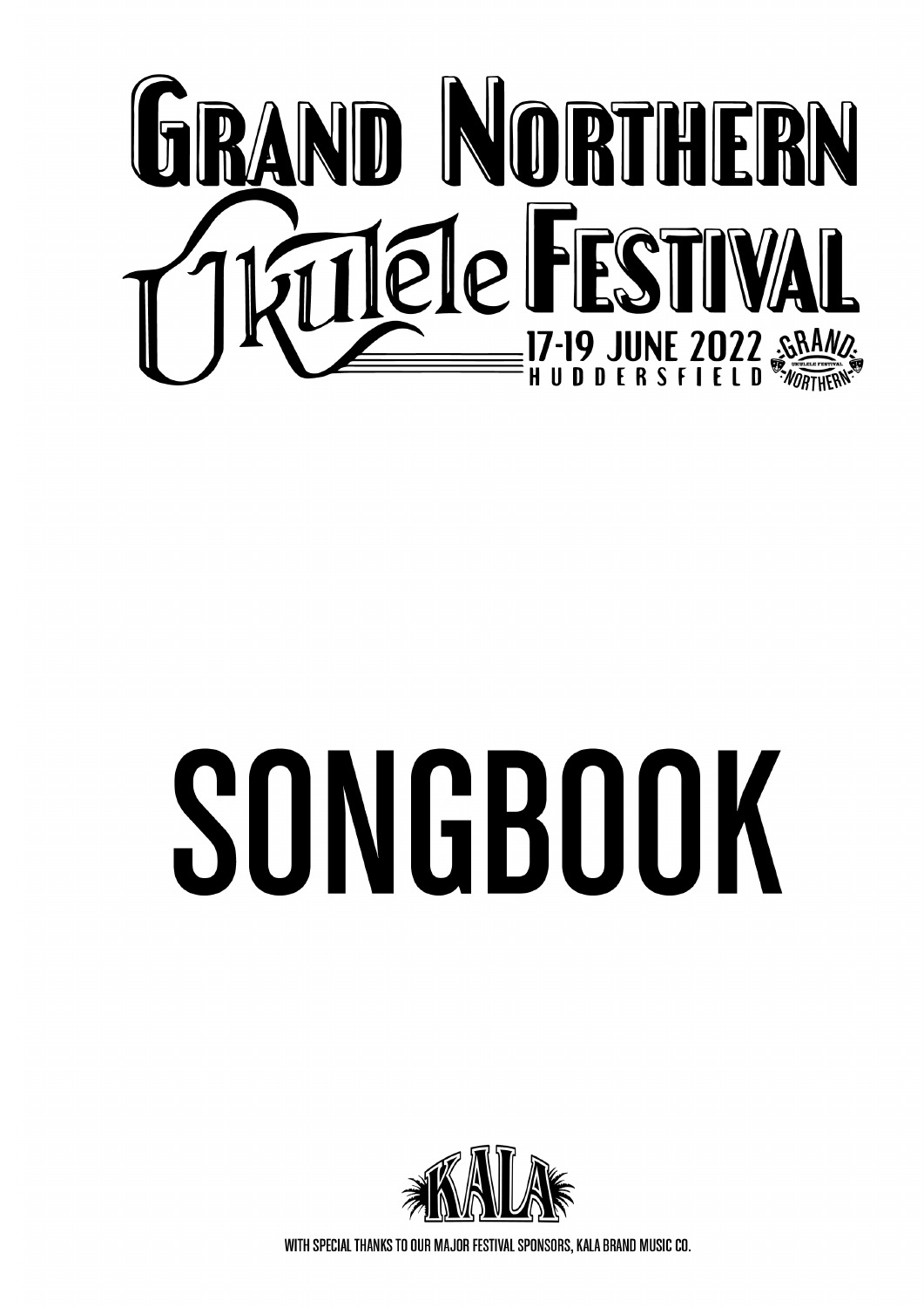# Grand Northern Ukulele Festival

17-19 June 2022
Huddersfield

# SONGBOOK

With special thanks to our major festival sponsors, Kala Brand Music Co.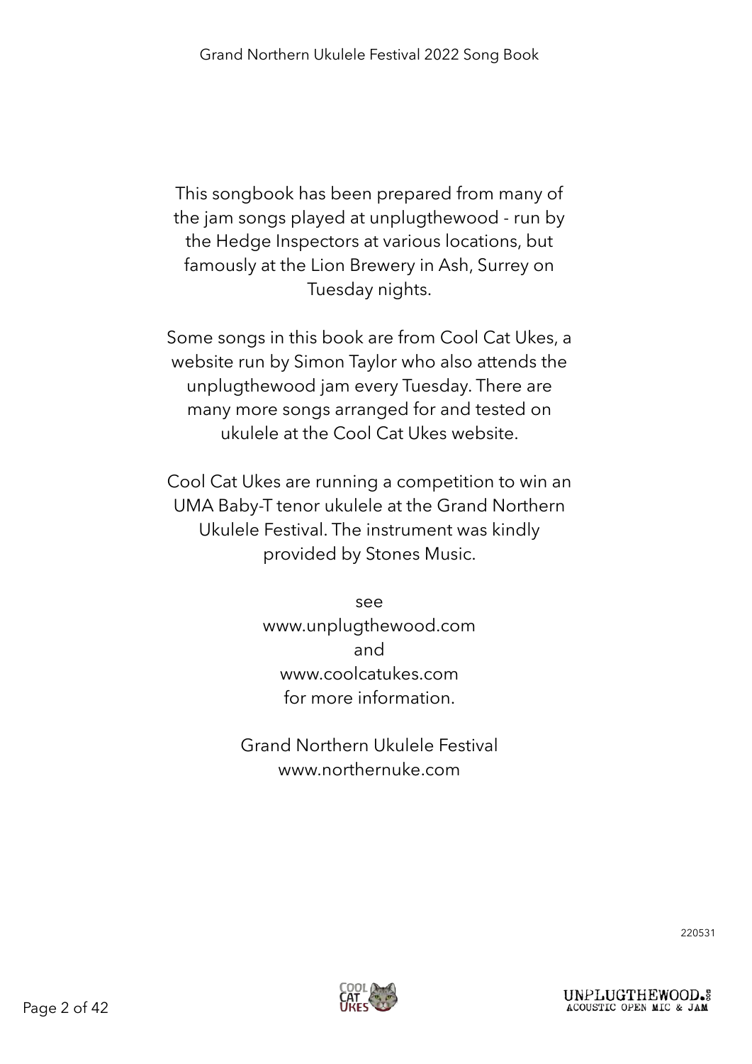This songbook has been prepared from many of the jam songs played at unplugthewood - run by the Hedge Inspectors at various locations, but famously at the Lion Brewery in Ash, Surrey on Tuesday nights.

Some songs in this book are from Cool Cat Ukes, a website run by Simon Taylor who also attends the unplugthewood jam every Tuesday. There are many more songs arranged for and tested on ukulele at the Cool Cat Ukes website.

Cool Cat Ukes are running a competition to win an UMA Baby-T tenor ukulele at the Grand Northern Ukulele Festival. The instrument was kindly provided by Stones Music.

see
www.unplugthewood.com
and
www.coolcatukes.com
for more information.

Grand Northern Ukulele Festival
www.northernuke.com

220531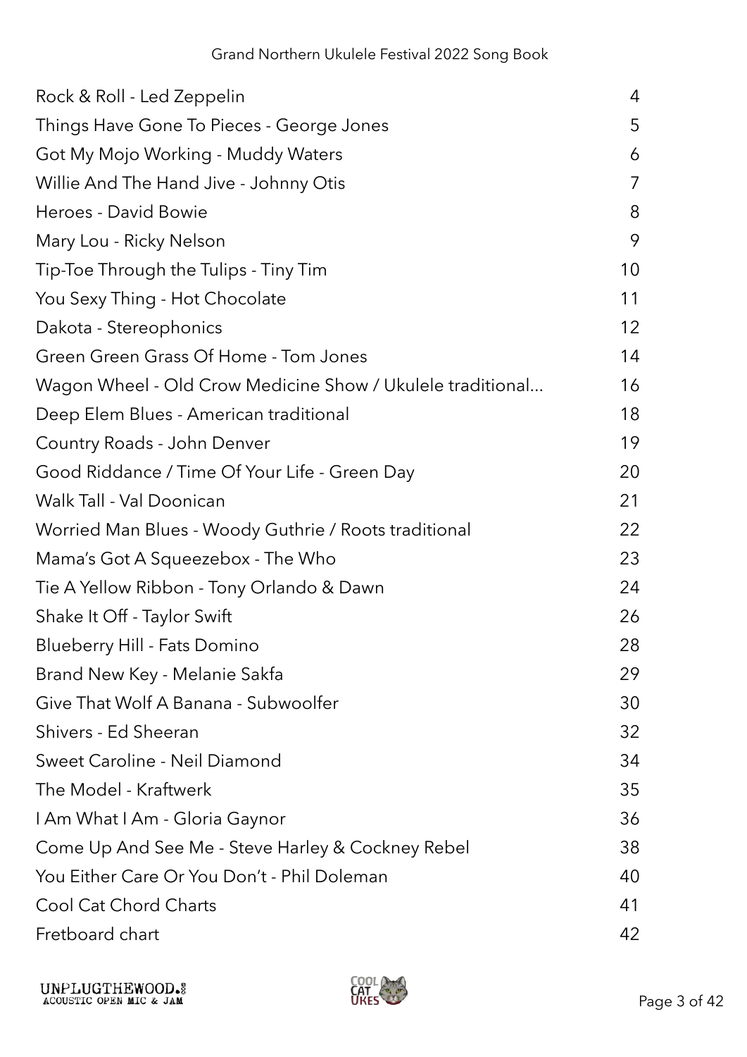| Song | Page |
| --- | --- |
| Rock & Roll - Led Zeppelin | 4 |
| Things Have Gone To Pieces - George Jones | 5 |
| Got My Mojo Working - Muddy Waters | 6 |
| Willie And The Hand Jive - Johnny Otis | 7 |
| Heroes - David Bowie | 8 |
| Mary Lou - Ricky Nelson | 9 |
| Tip-Toe Through the Tulips - Tiny Tim | 10 |
| You Sexy Thing - Hot Chocolate | 11 |
| Dakota - Stereophonics | 12 |
| Green Green Grass Of Home - Tom Jones | 14 |
| Wagon Wheel - Old Crow Medicine Show / Ukulele traditional... | 16 |
| Deep Elem Blues - American traditional | 18 |
| Country Roads - John Denver | 19 |
| Good Riddance / Time Of Your Life - Green Day | 20 |
| Walk Tall - Val Doonican | 21 |
| Worried Man Blues - Woody Guthrie / Roots traditional | 22 |
| Mama's Got A Squeezebox - The Who | 23 |
| Tie A Yellow Ribbon - Tony Orlando & Dawn | 24 |
| Shake It Off - Taylor Swift | 26 |
| Blueberry Hill - Fats Domino | 28 |
| Brand New Key - Melanie Sakfa | 29 |
| Give That Wolf A Banana - Subwoolfer | 30 |
| Shivers - Ed Sheeran | 32 |
| Sweet Caroline - Neil Diamond | 34 |
| The Model - Kraftwerk | 35 |
| I Am What I Am - Gloria Gaynor | 36 |
| Come Up And See Me - Steve Harley & Cockney Rebel | 38 |
| You Either Care Or You Don't - Phil Doleman | 40 |
| Cool Cat Chord Charts | 41 |
| Fretboard chart | 42 |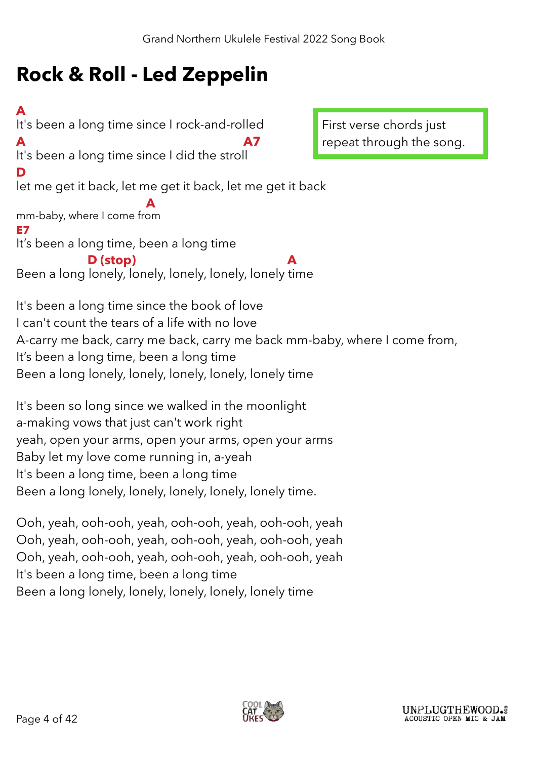# Rock & Roll - Led Zeppelin

> First verse chords just repeat through the song.

**A**
It's been a long time since I rock-and-rolled
**A** **A7**
It's been a long time since I did the stroll
**D**
let me get it back, let me get it back, let me get it back
**A**
mm-baby, where I come from
**E7**
It's been a long time, been a long time
**D (stop)** **A**
Been a long lonely, lonely, lonely, lonely, lonely time

It's been a long time since the book of love
I can't count the tears of a life with no love
A-carry me back, carry me back, carry me back mm-baby, where I come from,
It's been a long time, been a long time
Been a long lonely, lonely, lonely, lonely, lonely time

It's been so long since we walked in the moonlight
a-making vows that just can't work right
yeah, open your arms, open your arms, open your arms
Baby let my love come running in, a-yeah
It's been a long time, been a long time
Been a long lonely, lonely, lonely, lonely, lonely time.

Ooh, yeah, ooh-ooh, yeah, ooh-ooh, yeah, ooh-ooh, yeah
Ooh, yeah, ooh-ooh, yeah, ooh-ooh, yeah, ooh-ooh, yeah
Ooh, yeah, ooh-ooh, yeah, ooh-ooh, yeah, ooh-ooh, yeah
It's been a long time, been a long time
Been a long lonely, lonely, lonely, lonely, lonely time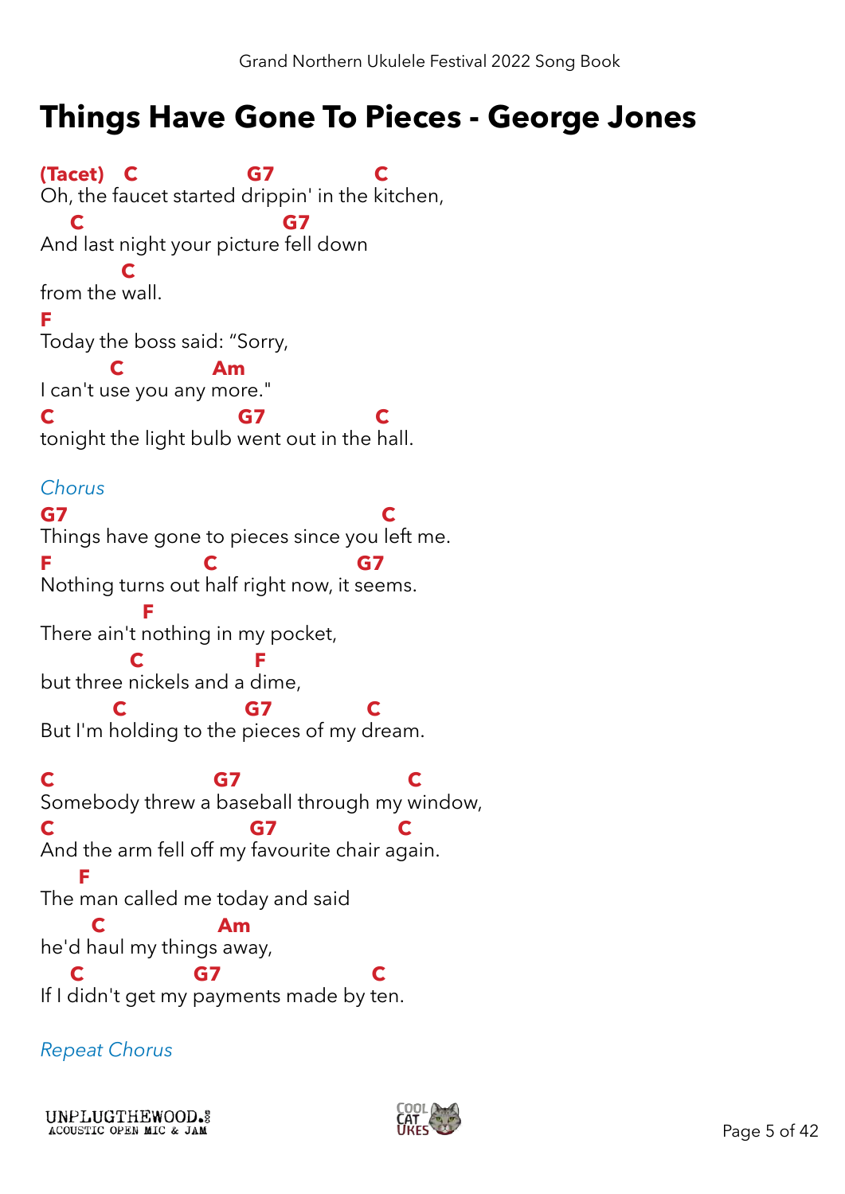# Things Have Gone To Pieces - George Jones

```
(Tacet)   C                G7              C
Oh, the faucet started drippin' in the kitchen,
    C                        G7
And last night your picture fell down
          C
from the wall.
F
Today the boss said: “Sorry,
          C              Am
I can't use you any more."
C                        G7               C
tonight the light bulb went out in the hall.
```

*Chorus*

```
G7                                        C
Things have gone to pieces since you left me.
F                   C                   G7
Nothing turns out half right now, it seems.
                F
There ain't nothing in my pocket,
              C              F
but three nickels and a dime,
            C              G7           C
But I'm holding to the pieces of my dream.
```

```
C                     G7                      C
Somebody threw a baseball through my window,
C                         G7                C
And the arm fell off my favourite chair again.
      F
The man called me today and said
        C             Am
he'd haul my things away,
    C               G7                    C
If I didn't get my payments made by ten.
```

*Repeat Chorus*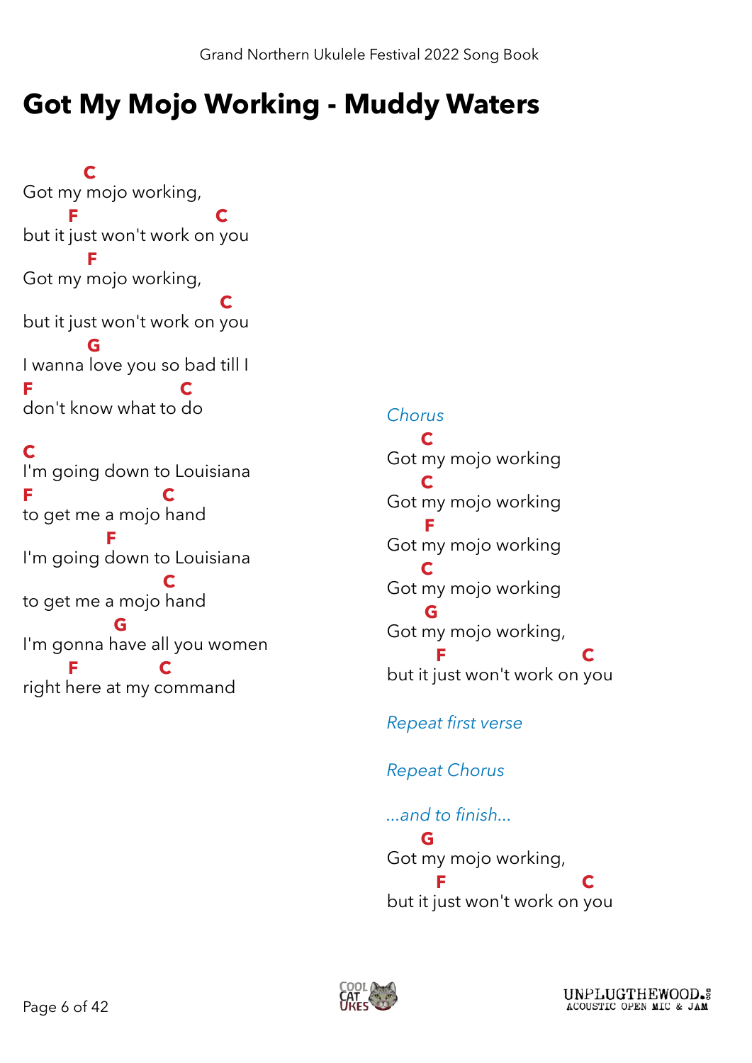# Got My Mojo Working - Muddy Waters

```
        C
Got my mojo working,
      F                    C
but it just won't work on you
        F
Got my mojo working,
                           C
but it just won't work on you
        G
I wanna love you so bad till I
F                  C
don't know what to do

C
I'm going down to Louisiana
F              C
to get me a mojo hand
          F
I'm going down to Louisiana
               C
to get me a mojo hand
            G
I'm gonna have all you women
      F         C
right here at my command
```

*Chorus*

```
    C
Got my mojo working
    C
Got my mojo working
    F
Got my mojo working
    C
Got my mojo working
    G
Got my mojo working,
      F                C
but it just won't work on you
```

*Repeat first verse*

*Repeat Chorus*

*...and to finish...*

```
    G
Got my mojo working,
      F                C
but it just won't work on you
```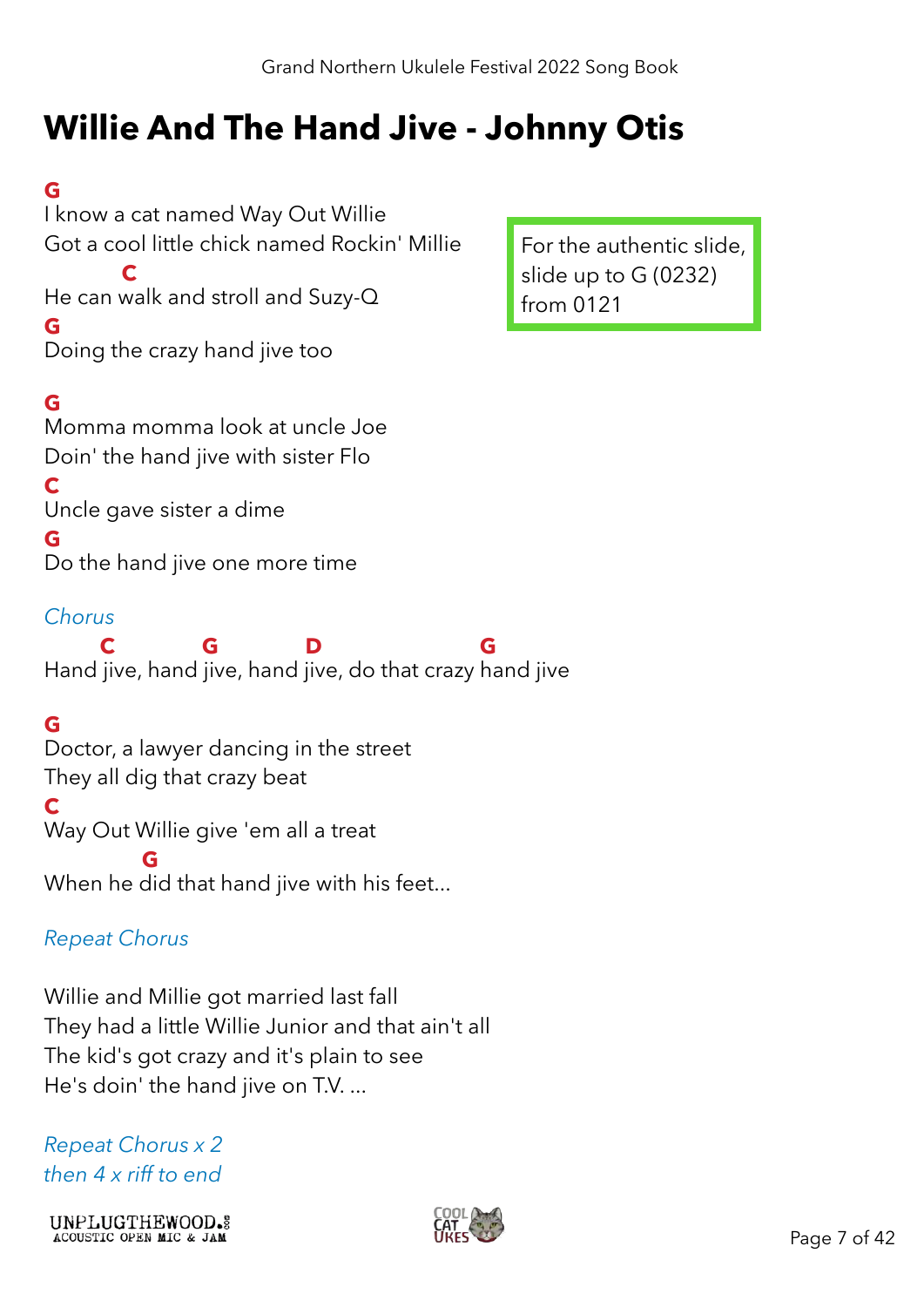# Willie And The Hand Jive - Johnny Otis

For the authentic slide, slide up to G (0232) from 0121

```
G
I know a cat named Way Out Willie
Got a cool little chick named Rockin' Millie
           C
He can walk and stroll and Suzy-Q
G
Doing the crazy hand jive too

G
Momma momma look at uncle Joe
Doin' the hand jive with sister Flo
C
Uncle gave sister a dime
G
Do the hand jive one more time
```

*Chorus*

```
      C         G          D                 G
Hand jive, hand jive, hand jive, do that crazy hand jive
```

```
G
Doctor, a lawyer dancing in the street
They all dig that crazy beat
C
Way Out Willie give 'em all a treat
            G
When he did that hand jive with his feet...
```

*Repeat Chorus*

Willie and Millie got married last fall
They had a little Willie Junior and that ain't all
The kid's got crazy and it's plain to see
He's doin' the hand jive on T.V. ...

*Repeat Chorus x 2*
*then 4 x riff to end*

UNPLUGTHEWOOD. ACOUSTIC OPEN MIC & JAM

COOL CAT UKES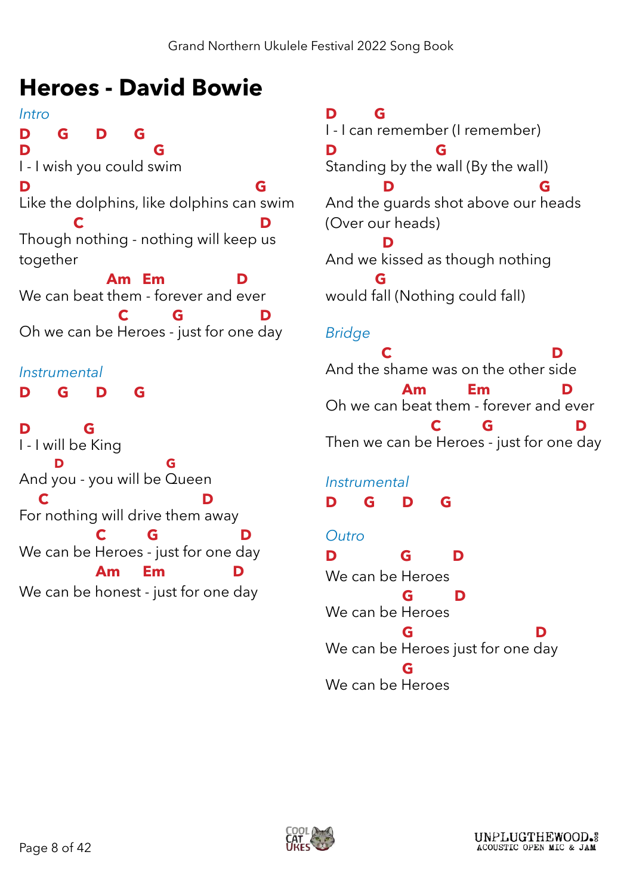# Heroes - David Bowie

*Intro*

```
D     G     D     G
D                  G
I - I wish you could swim
D                                        G
Like the dolphins, like dolphins can swim
        C                              D
Though nothing - nothing will keep us
together
              Am   Em           D
We can beat them - forever and ever
                 C      G          D
Oh we can be Heroes - just for one day
```

*Instrumental*

```
D     G     D     G

D          G
I - I will be King
      D                G
And you - you will be Queen
   C                        D
For nothing will drive them away
            C      G         D
We can be Heroes - just for one day
            Am     Em          D
We can be honest - just for one day
```

```
D      G
I - I can remember (I remember)
D                G
Standing by the wall (By the wall)
          D                    G
And the guards shot above our heads
(Over our heads)
          D
And we kissed as though nothing
         G
would fall (Nothing could fall)
```

*Bridge*

```
        C                         D
And the shame was on the other side
                Am       Em          D
Oh we can beat them - forever and ever
                    C       G            D
Then we can be Heroes - just for one day
```

*Instrumental*

```
D     G     D     G
```

*Outro*

```
D           G       D
We can be Heroes
            G       D
We can be Heroes
            G                    D
We can be Heroes just for one day
            G
We can be Heroes
```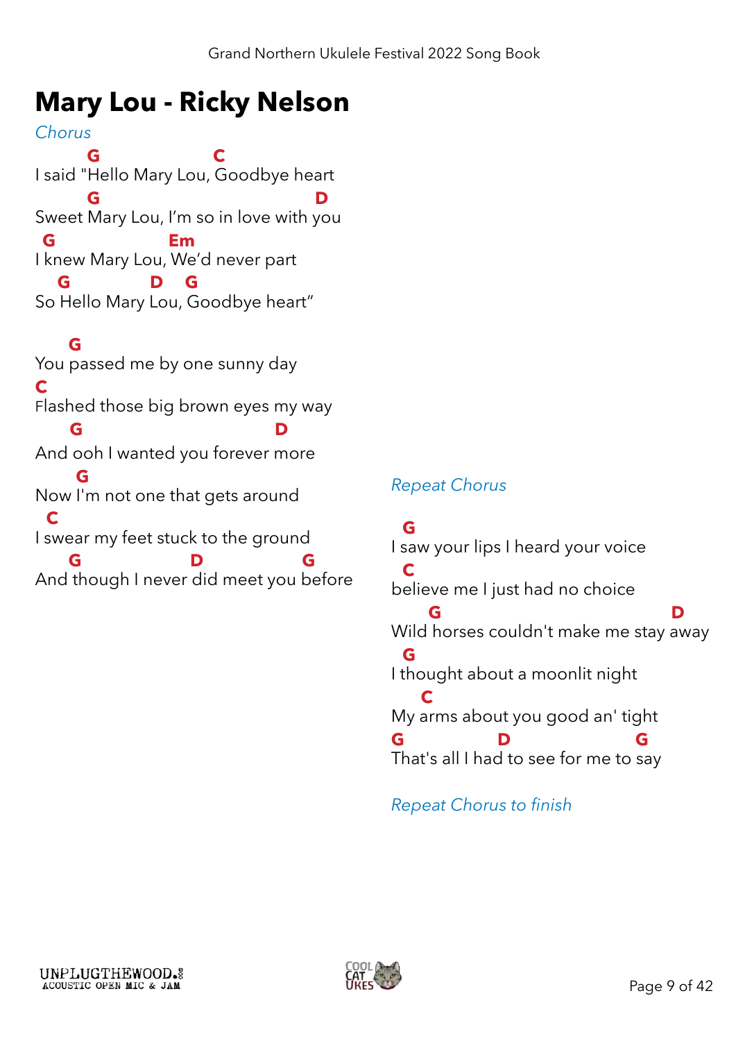# Mary Lou - Ricky Nelson

*Chorus*

```
        G                 C
I said "Hello Mary Lou, Goodbye heart
        G                             D
Sweet Mary Lou, I'm so in love with you
 G                 Em
I knew Mary Lou, We'd never part
   G            D    G
So Hello Mary Lou, Goodbye heart"
```

```
     G
You passed me by one sunny day
C
Flashed those big brown eyes my way
     G                           D
And ooh I wanted you forever more
      G
Now I'm not one that gets around
  C
I swear my feet stuck to the ground
     G               D              G
And though I never did meet you before
```

*Repeat Chorus*

```
  G
I saw your lips I heard your voice
  C
believe me I just had no choice
     G                                  D
Wild horses couldn't make me stay away
  G
I thought about a moonlit night
    C
My arms about you good an' tight
G               D                G
That's all I had to see for me to say
```

*Repeat Chorus to finish*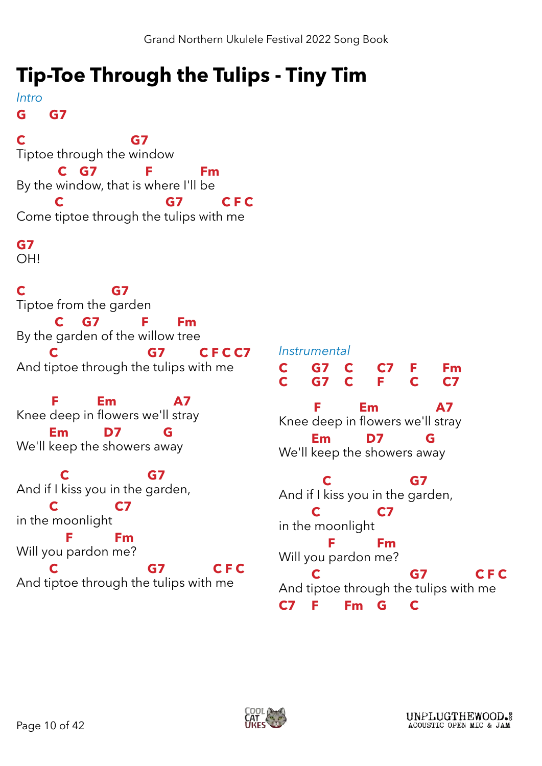# Tip-Toe Through the Tulips - Tiny Tim

*Intro*

```
G     G7

C                  G7
Tiptoe through the window
       C  G7        F        Fm
By the window, that is where I'll be
      C                G7       C F C
Come tiptoe through the tulips with me

G7
OH!

C              G7
Tiptoe from the garden
      C   G7       F     Fm
By the garden of the willow tree
      C                G7       C F C C7
And tiptoe through the tulips with me

      F       Em          A7
Knee deep in flowers we'll stray
     Em      D7        G
We'll keep the showers away

       C              G7
And if I kiss you in the garden,
      C        C7
in the moonlight
        F       Fm
Will you pardon me?
      C                G7         C F C
And tiptoe through the tulips with me
```

*Instrumental*

```
C    G7   C    C7   F    Fm
C    G7   C    F    C    C7

      F       Em          A7
Knee deep in flowers we'll stray
     Em      D7        G
We'll keep the showers away

       C              G7
And if I kiss you in the garden,
      C        C7
in the moonlight
        F       Fm
Will you pardon me?
      C                G7         C F C
And tiptoe through the tulips with me
C7   F    Fm   G    C
```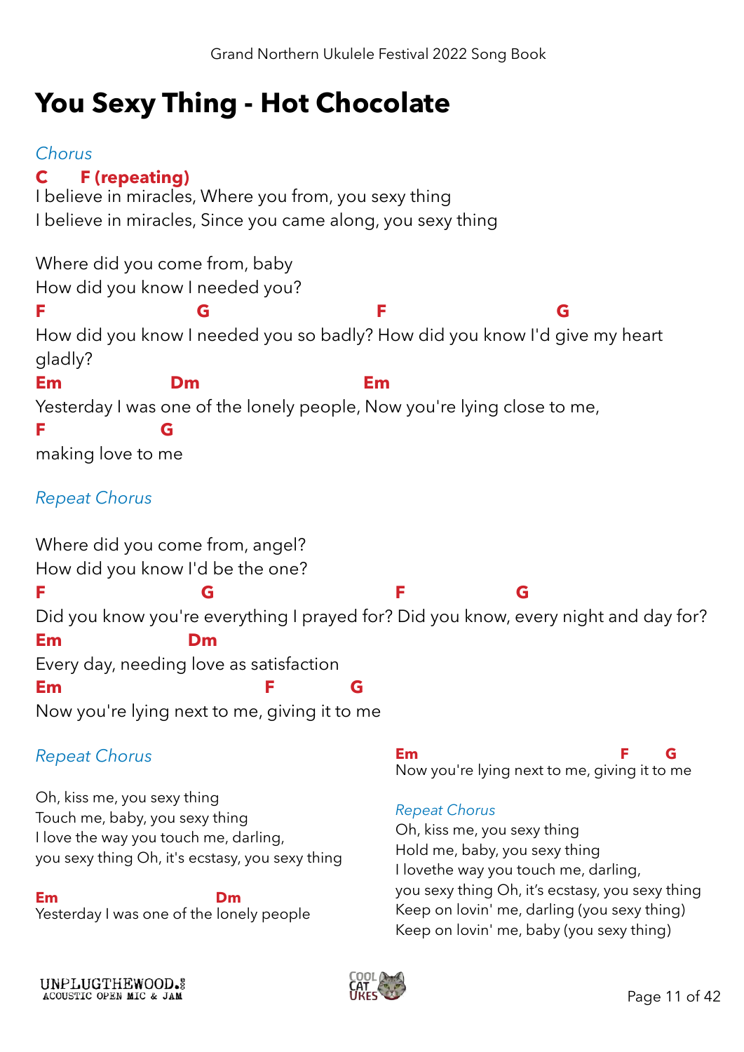# You Sexy Thing - Hot Chocolate

*Chorus*

**C F (repeating)**
I believe in miracles, Where you from, you sexy thing
I believe in miracles, Since you came along, you sexy thing

Where did you come from, baby
How did you know I needed you?

**F G F G**
How did you know I needed you so badly? How did you know I'd give my heart gladly?

**Em Dm Em**
Yesterday I was one of the lonely people, Now you're lying close to me,

**F G**
making love to me

*Repeat Chorus*

Where did you come from, angel?
How did you know I'd be the one?

**F G F G**
Did you know you're everything I prayed for? Did you know, every night and day for?

**Em Dm**
Every day, needing love as satisfaction

**Em F G**
Now you're lying next to me, giving it to me

*Repeat Chorus*

Oh, kiss me, you sexy thing
Touch me, baby, you sexy thing
I love the way you touch me, darling,
you sexy thing Oh, it's ecstasy, you sexy thing

**Em Dm**
Yesterday I was one of the lonely people

**Em F G**
Now you're lying next to me, giving it to me

*Repeat Chorus*

Oh, kiss me, you sexy thing
Hold me, baby, you sexy thing
I lovethe way you touch me, darling,
you sexy thing Oh, it's ecstasy, you sexy thing
Keep on lovin' me, darling (you sexy thing)
Keep on lovin' me, baby (you sexy thing)

UNPLUGTHEWOOD.
ACOUSTIC OPEN MIC & JAM

COOL CAT UKES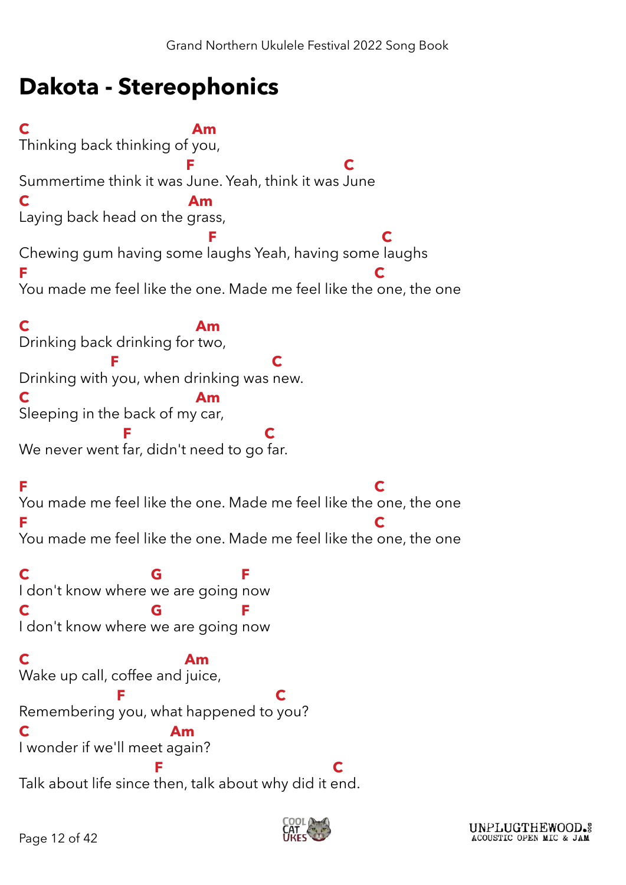# Dakota - Stereophonics

```
C                          Am
Thinking back thinking of you,
                         F                        C
Summertime think it was June. Yeah, think it was June
C                         Am
Laying back head on the grass,
                              F                      C
Chewing gum having some laughs Yeah, having some laughs
F                                                      C
You made me feel like the one. Made me feel like the one, the one

C                          Am
Drinking back drinking for two,
               F                       C
Drinking with you, when drinking was new.
C                          Am
Sleeping in the back of my car,
                F                  C
We never went far, didn't need to go far.

F                                                      C
You made me feel like the one. Made me feel like the one, the one
F                                                      C
You made me feel like the one. Made me feel like the one, the one

C                   G            F
I don't know where we are going now
C                   G            F
I don't know where we are going now

C                        Am
Wake up call, coffee and juice,
                F                    C
Remembering you, what happened to you?
C                      Am
I wonder if we'll meet again?
                     F                         C
Talk about life since then, talk about why did it end.
```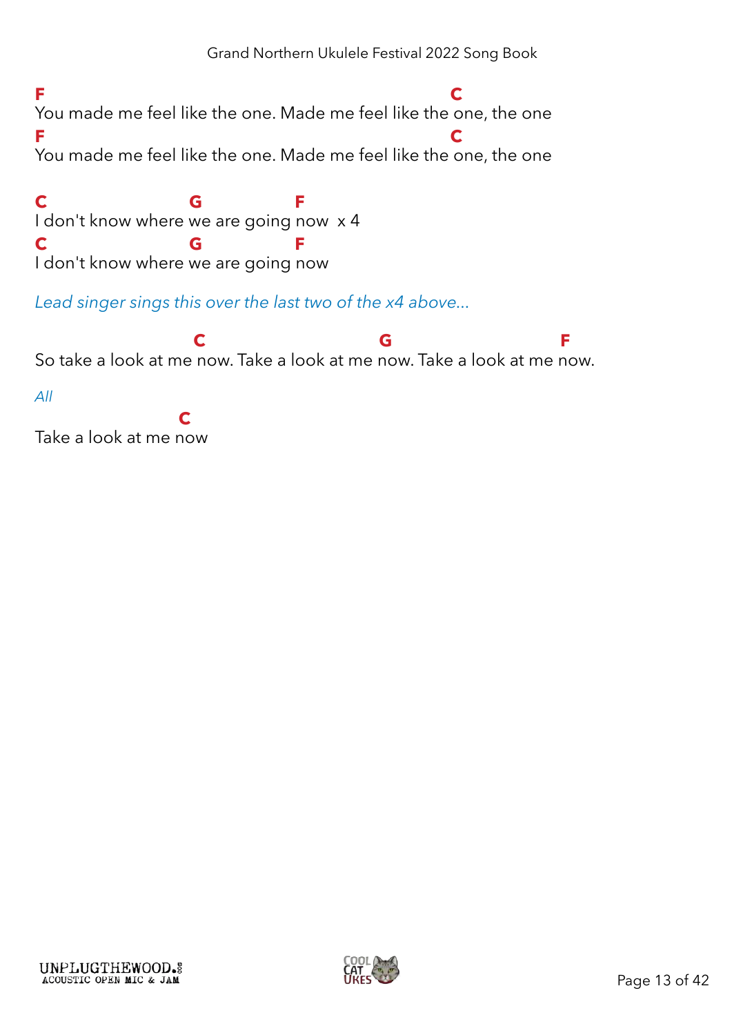```
F                                                                          C
You made me feel like the one. Made me feel like the one, the one
F                                                                          C
You made me feel like the one. Made me feel like the one, the one

C                          G                  F
I don't know where we are going now  x 4
C                          G                  F
I don't know where we are going now
```

*Lead singer sings this over the last two of the x4 above...*

```
                                   C                                  G                                 F
So take a look at me now. Take a look at me now. Take a look at me now.
```

*All*

```
                             C
Take a look at me now
```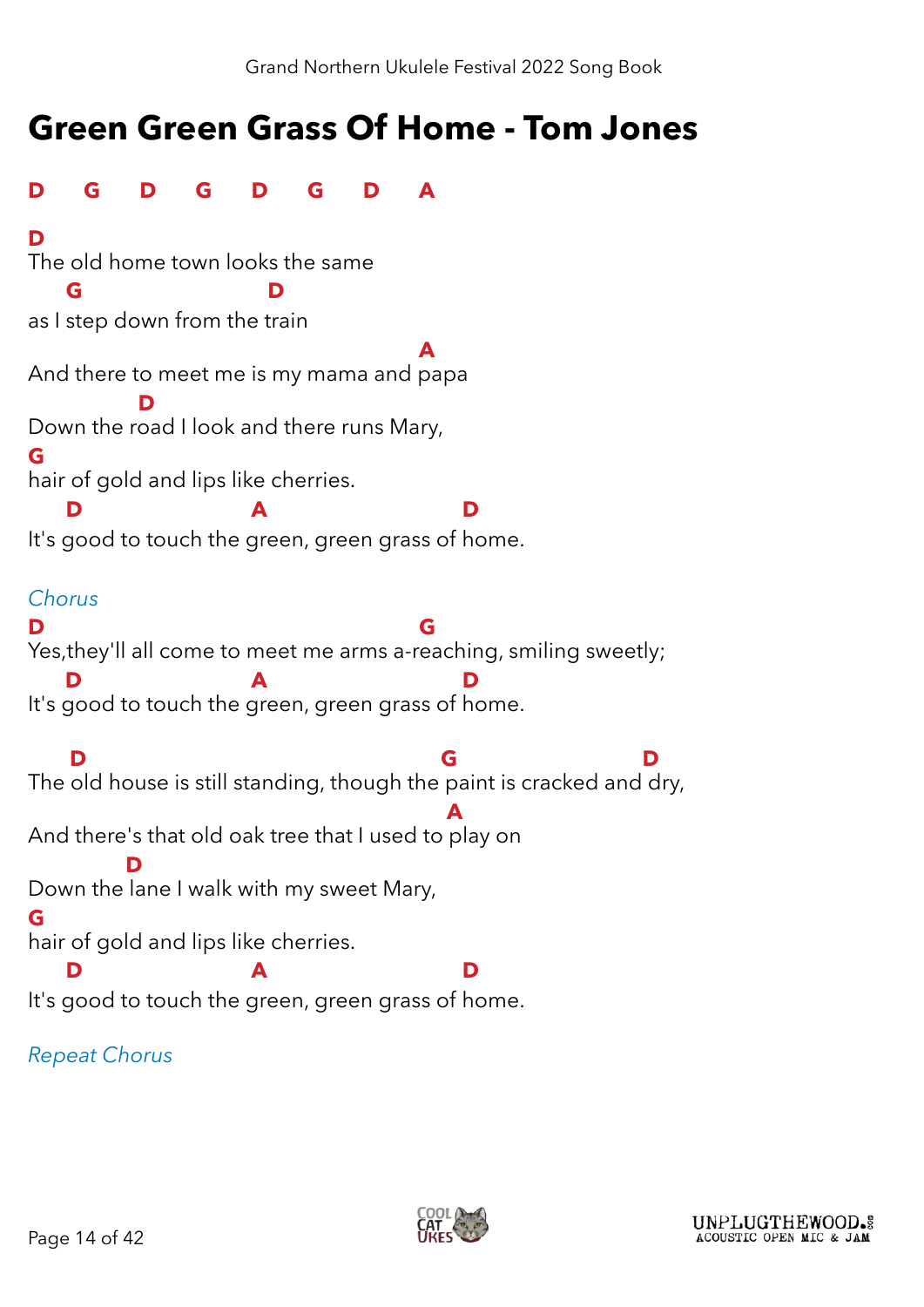# Green Green Grass Of Home - Tom Jones

**D G D G D G D A**

**D**
The old home town looks the same
**G D**
as I step down from the train
**A**
And there to meet me is my mama and papa
**D**
Down the road I look and there runs Mary,
**G**
hair of gold and lips like cherries.
**D A D**
It's good to touch the green, green grass of home.

*Chorus*

**D G**
Yes,they'll all come to meet me arms a-reaching, smiling sweetly;
**D A D**
It's good to touch the green, green grass of home.

**D G D**
The old house is still standing, though the paint is cracked and dry,
**A**
And there's that old oak tree that I used to play on
**D**
Down the lane I walk with my sweet Mary,
**G**
hair of gold and lips like cherries.
**D A D**
It's good to touch the green, green grass of home.

*Repeat Chorus*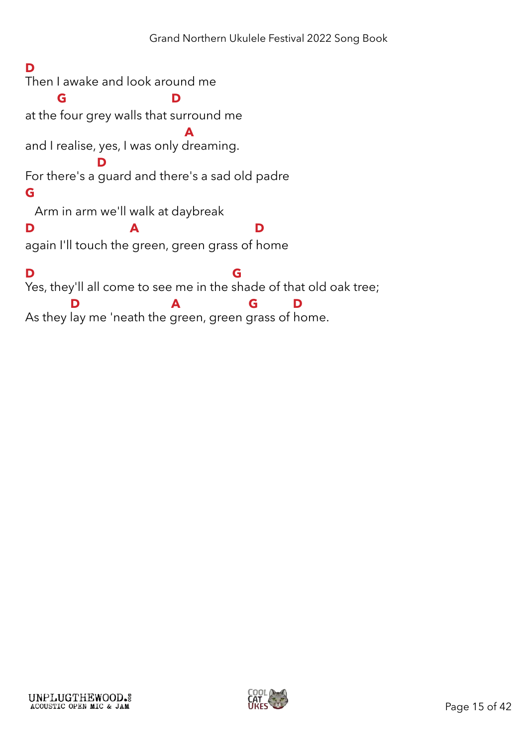```
D
Then I awake and look around me
       G                          D
at the four grey walls that surround me
                                A
and I realise, yes, I was only dreaming.
                 D
For there's a guard and there's a sad old padre
G
  Arm in arm we'll walk at daybreak
D                        A                          D
again I'll touch the green, green grass of home

D                                               G
Yes, they'll all come to see me in the shade of that old oak tree;
          D                        A                 G         D
As they lay me 'neath the green, green grass of home.
```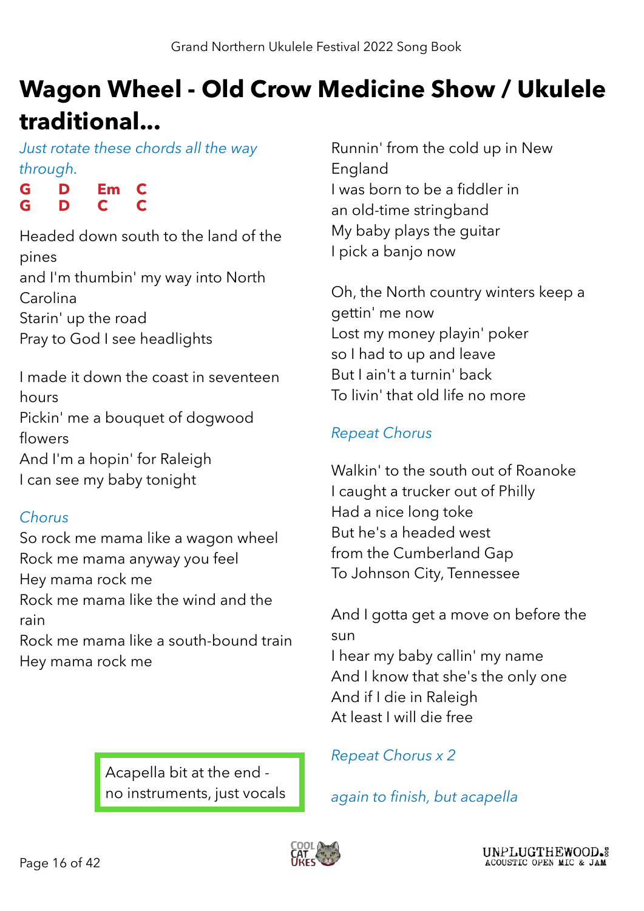# Wagon Wheel - Old Crow Medicine Show / Ukulele traditional...

*Just rotate these chords all the way through.*

**G D Em C**
**G D C C**

Headed down south to the land of the pines
and I'm thumbin' my way into North Carolina
Starin' up the road
Pray to God I see headlights

I made it down the coast in seventeen hours
Pickin' me a bouquet of dogwood flowers
And I'm a hopin' for Raleigh
I can see my baby tonight

*Chorus*
So rock me mama like a wagon wheel
Rock me mama anyway you feel
Hey mama rock me
Rock me mama like the wind and the rain
Rock me mama like a south-bound train
Hey mama rock me

Runnin' from the cold up in New England
I was born to be a fiddler in an old-time stringband
My baby plays the guitar
I pick a banjo now

Oh, the North country winters keep a gettin' me now
Lost my money playin' poker
so I had to up and leave
But I ain't a turnin' back
To livin' that old life no more

*Repeat Chorus*

Walkin' to the south out of Roanoke
I caught a trucker out of Philly
Had a nice long toke
But he's a headed west
from the Cumberland Gap
To Johnson City, Tennessee

And I gotta get a move on before the sun
I hear my baby callin' my name
And I know that she's the only one
And if I die in Raleigh
At least I will die free

*Repeat Chorus x 2*

*again to finish, but acapella*

Acapella bit at the end - no instruments, just vocals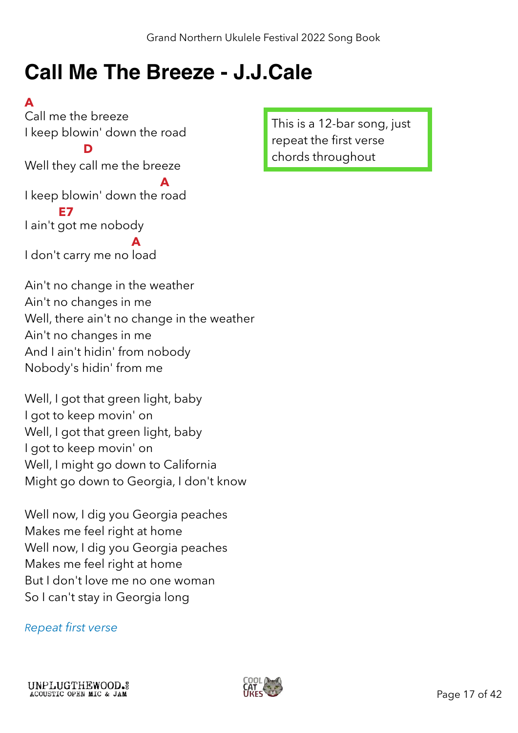# Call Me The Breeze - J.J.Cale

> This is a 12-bar song, just repeat the first verse chords throughout

```
A
Call me the breeze
I keep blowin' down the road
          D
Well they call me the breeze
                          A
I keep blowin' down the road
      E7
I ain't got me nobody
                      A
I don't carry me no load
```

Ain't no change in the weather
Ain't no changes in me
Well, there ain't no change in the weather
Ain't no changes in me
And I ain't hidin' from nobody
Nobody's hidin' from me

Well, I got that green light, baby
I got to keep movin' on
Well, I got that green light, baby
I got to keep movin' on
Well, I might go down to California
Might go down to Georgia, I don't know

Well now, I dig you Georgia peaches
Makes me feel right at home
Well now, I dig you Georgia peaches
Makes me feel right at home
But I don't love me no one woman
So I can't stay in Georgia long

*Repeat first verse*

UNPLUGTHEWOOD.com ACOUSTIC OPEN MIC & JAM

COOL CAT UKES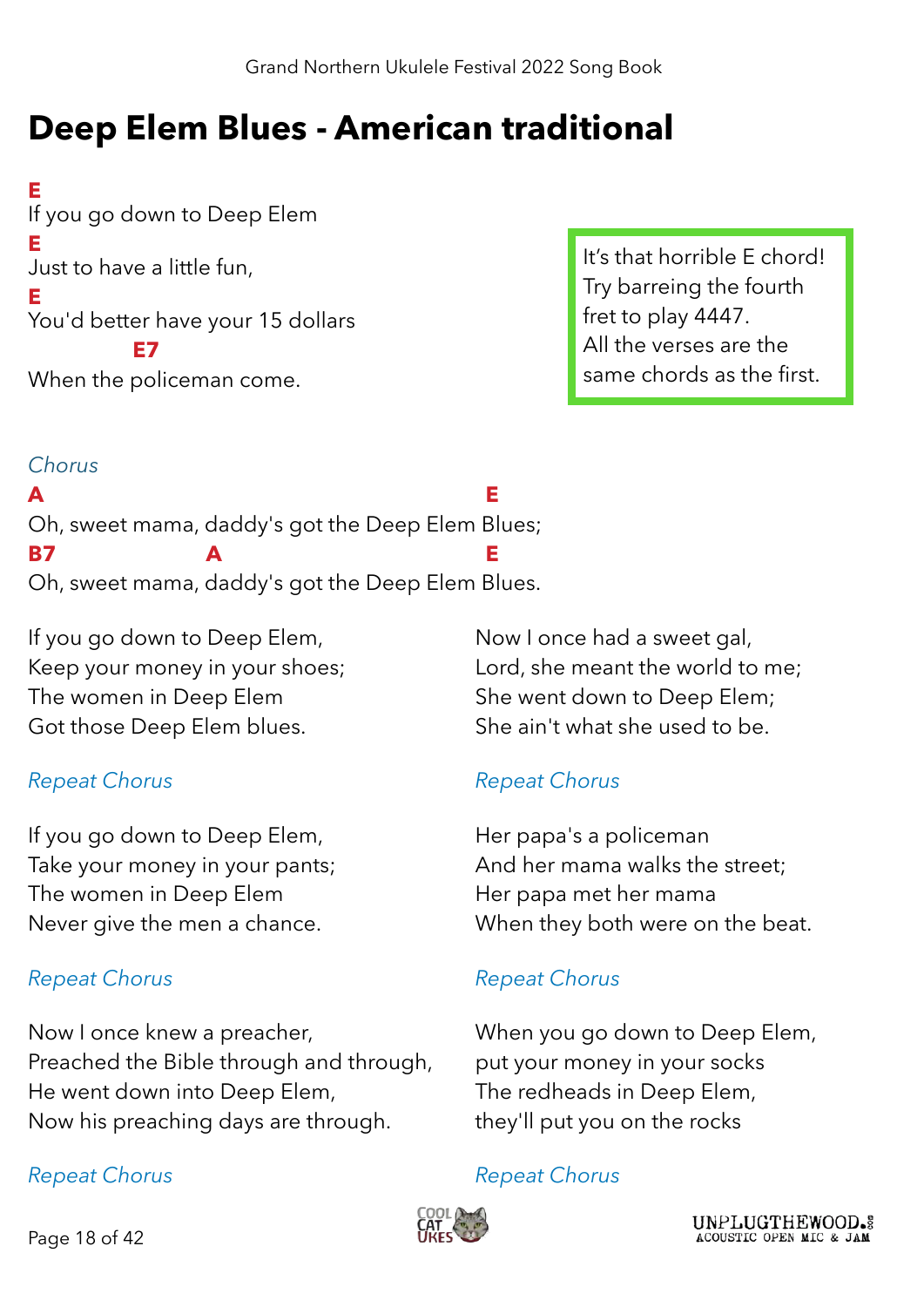# Deep Elem Blues - American traditional

E
If you go down to Deep Elem
E
Just to have a little fun,
E
You'd better have your 15 dollars
E7
When the policeman come.

It's that horrible E chord! Try barreing the fourth fret to play 4447. All the verses are the same chords as the first.

*Chorus*

A E
Oh, sweet mama, daddy's got the Deep Elem Blues;
B7 A E
Oh, sweet mama, daddy's got the Deep Elem Blues.

If you go down to Deep Elem,
Keep your money in your shoes;
The women in Deep Elem
Got those Deep Elem blues.

*Repeat Chorus*

If you go down to Deep Elem,
Take your money in your pants;
The women in Deep Elem
Never give the men a chance.

*Repeat Chorus*

Now I once knew a preacher,
Preached the Bible through and through,
He went down into Deep Elem,
Now his preaching days are through.

*Repeat Chorus*

Now I once had a sweet gal,
Lord, she meant the world to me;
She went down to Deep Elem;
She ain't what she used to be.

*Repeat Chorus*

Her papa's a policeman
And her mama walks the street;
Her papa met her mama
When they both were on the beat.

*Repeat Chorus*

When you go down to Deep Elem,
put your money in your socks
The redheads in Deep Elem,
they'll put you on the rocks

*Repeat Chorus*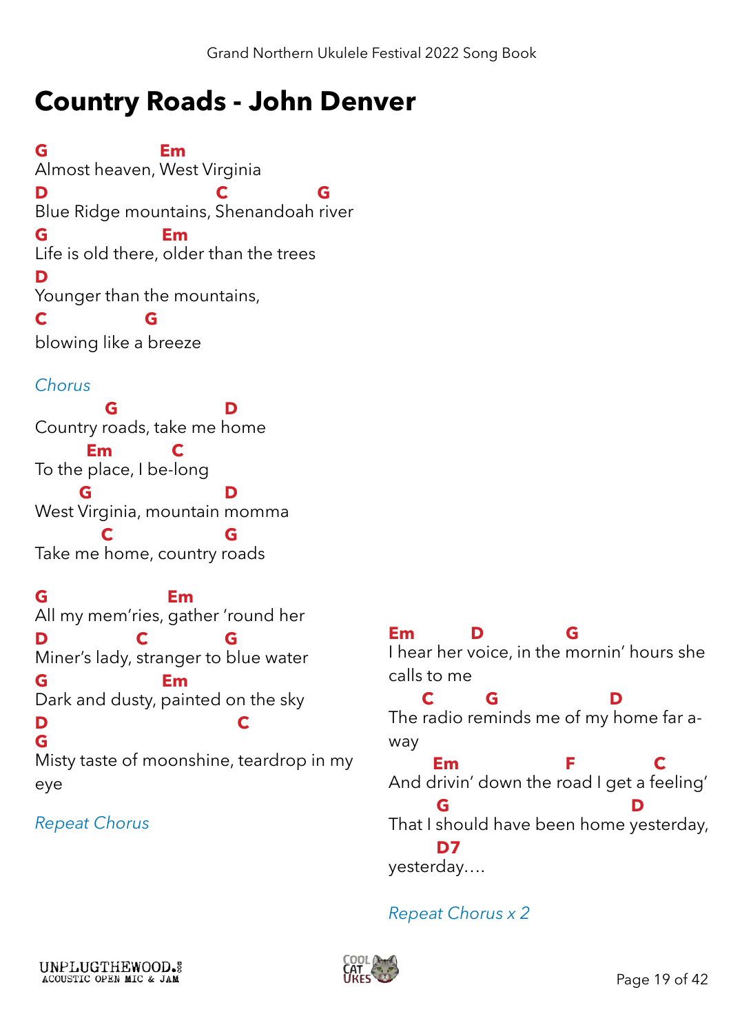# Country Roads - John Denver

```
G                   Em
Almost heaven, West Virginia
D                                C                G
Blue Ridge mountains, Shenandoah river
G                   Em
Life is old there, older than the trees
D
Younger than the mountains,
C                 G
blowing like a breeze
```

*Chorus*

```
           G                  D
Country roads, take me home
        Em          C
To the place, I be-long
       G                      D
West Virginia, mountain momma
          C                    G
Take me home, country roads
```

```
G                       Em
All my mem'ries, gather 'round her
D                   C             G
Miner's lady, stranger to blue water
G                   Em
Dark and dusty, painted on the sky
D                                       C
G
Misty taste of moonshine, teardrop in my
eye
```

*Repeat Chorus*

```
Em           D                G
I hear her voice, in the mornin' hours she
calls to me
     C          G                     D
The radio reminds me of my home far a-
way
       Em                    F               C
And drivin' down the road I get a feeling'
       G                                D
That I should have been home yesterday,
       D7
yesterday….
```

*Repeat Chorus x 2*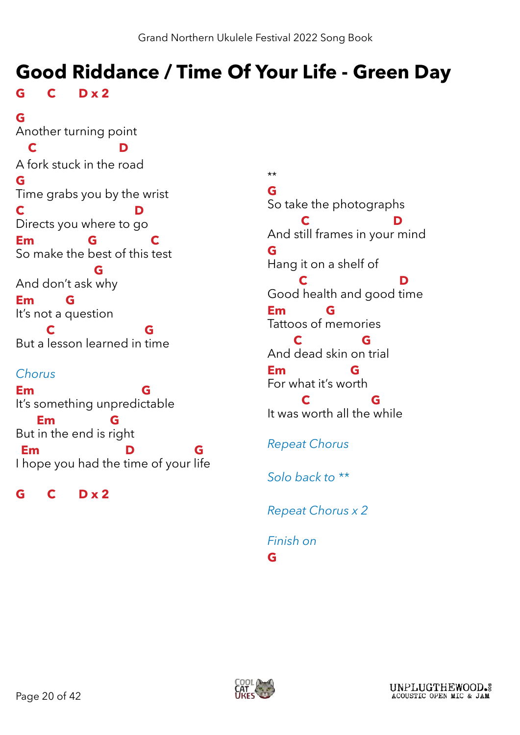# Good Riddance / Time Of Your Life - Green Day

**G C D x 2**

```
G
Another turning point
   C                D
A fork stuck in the road
G
Time grabs you by the wrist
C                      D
Directs you where to go
Em            G         C
So make the best of this test
                  G
And don't ask why
Em       G
It's not a question
       C                G
But a lesson learned in time
```

*Chorus*

```
Em                      G
It's something unpredictable
     Em          G
But in the end is right
 Em                 D           G
I hope you had the time of your life
```

**G C D x 2**

**

```
G
So take the photographs
       C               D
And still frames in your mind
G
Hang it on a shelf of
      C                  D
Good health and good time
Em         G
Tattoos of memories
      C         G
And dead skin on trial
Em            G
For what it's worth
        C          G
It was worth all the while
```

*Repeat Chorus*

*Solo back to* **

*Repeat Chorus x 2*

*Finish on*

**G**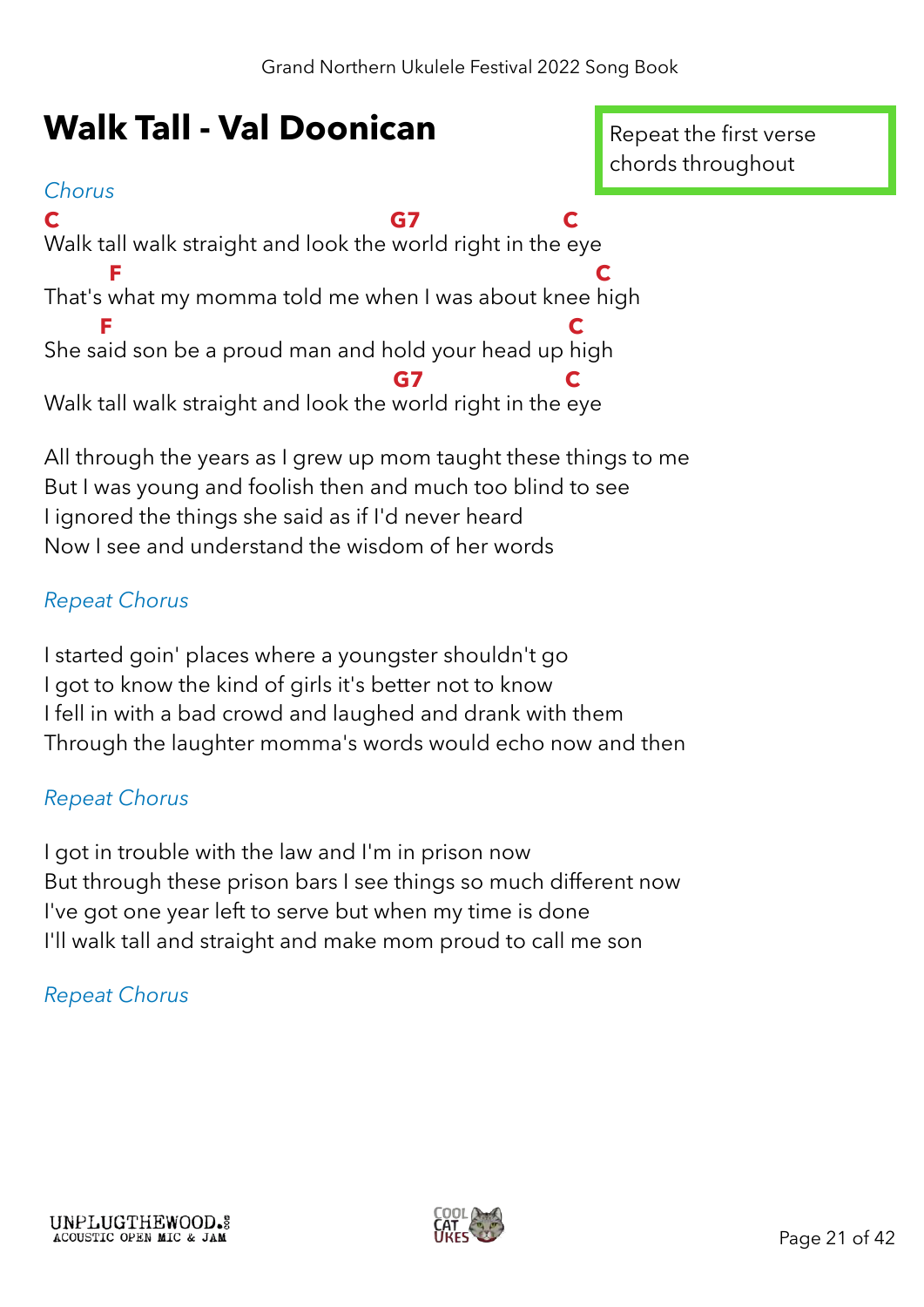# Walk Tall - Val Doonican

Repeat the first verse chords throughout

*Chorus*

```
C                                           G7                  C
Walk tall walk straight and look the world right in the eye
         F                                                   C
That's what my momma told me when I was about knee high
       F                                                     C
She said son be a proud man and hold your head up high
                                            G7                  C
Walk tall walk straight and look the world right in the eye
```

All through the years as I grew up mom taught these things to me
But I was young and foolish then and much too blind to see
I ignored the things she said as if I'd never heard
Now I see and understand the wisdom of her words

*Repeat Chorus*

I started goin' places where a youngster shouldn't go
I got to know the kind of girls it's better not to know
I fell in with a bad crowd and laughed and drank with them
Through the laughter momma's words would echo now and then

*Repeat Chorus*

I got in trouble with the law and I'm in prison now
But through these prison bars I see things so much different now
I've got one year left to serve but when my time is done
I'll walk tall and straight and make mom proud to call me son

*Repeat Chorus*

UNPLUGTHEWOOD
ACOUSTIC OPEN MIC & JAM

COOL CAT UKES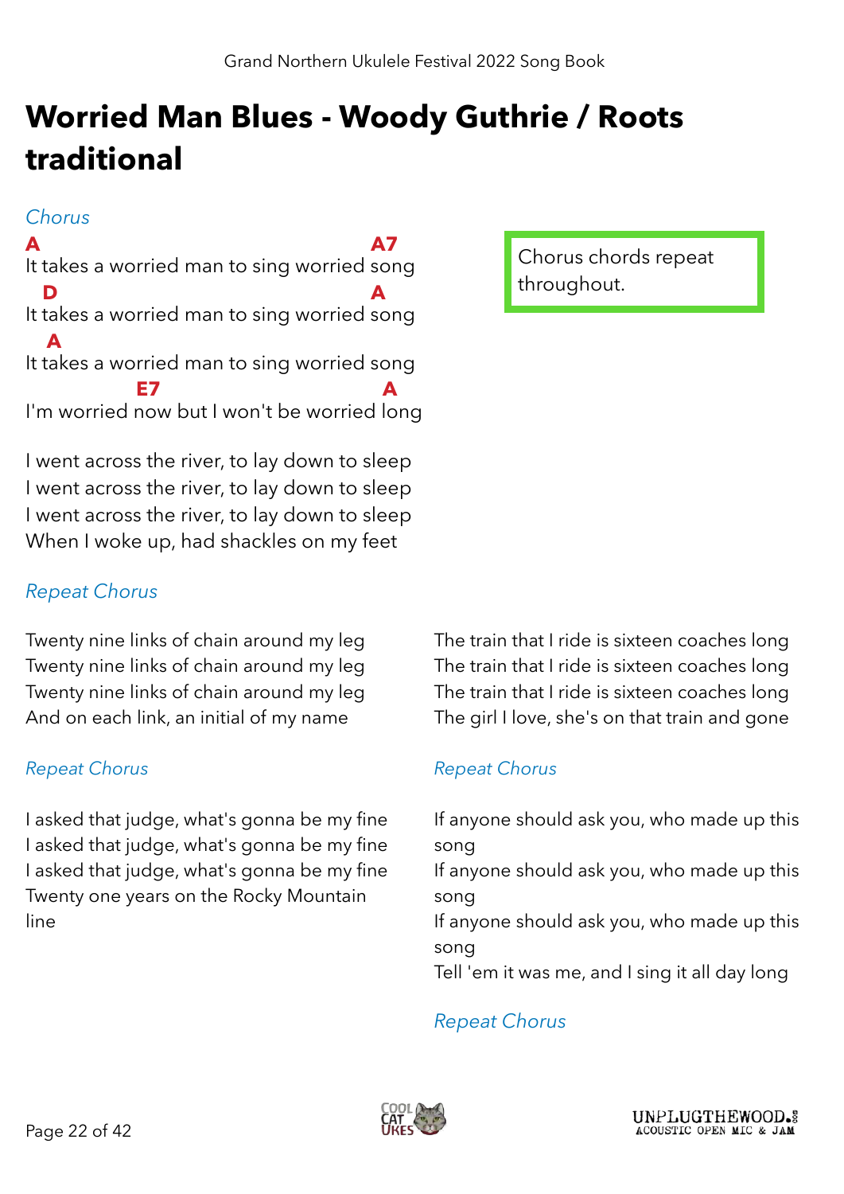# Worried Man Blues - Woody Guthrie / Roots traditional

*Chorus*

```
A                                          A7
It takes a worried man to sing worried song
  D                                        A
It takes a worried man to sing worried song
   A
It takes a worried man to sing worried song
               E7                          A
I'm worried now but I won't be worried long
```

Chorus chords repeat throughout.

I went across the river, to lay down to sleep
I went across the river, to lay down to sleep
I went across the river, to lay down to sleep
When I woke up, had shackles on my feet

*Repeat Chorus*

Twenty nine links of chain around my leg
Twenty nine links of chain around my leg
Twenty nine links of chain around my leg
And on each link, an initial of my name

*Repeat Chorus*

I asked that judge, what's gonna be my fine
I asked that judge, what's gonna be my fine
I asked that judge, what's gonna be my fine
Twenty one years on the Rocky Mountain line

The train that I ride is sixteen coaches long
The train that I ride is sixteen coaches long
The train that I ride is sixteen coaches long
The girl I love, she's on that train and gone

*Repeat Chorus*

If anyone should ask you, who made up this song
If anyone should ask you, who made up this song
If anyone should ask you, who made up this song
Tell 'em it was me, and I sing it all day long

*Repeat Chorus*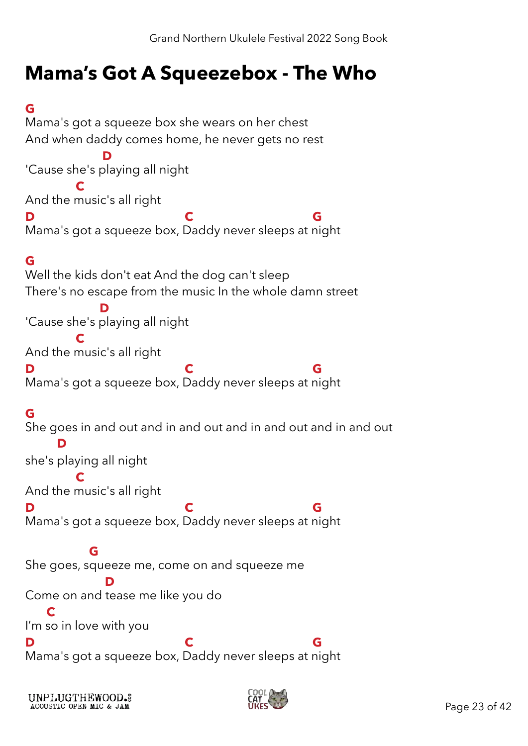# Mama's Got A Squeezebox - The Who

```
G
Mama's got a squeeze box she wears on her chest
And when daddy comes home, he never gets no rest

               D
'Cause she's playing all night
          C
And the music's all right
D                         C                   G
Mama's got a squeeze box, Daddy never sleeps at night

G
Well the kids don't eat And the dog can't sleep
There's no escape from the music In the whole damn street
               D
'Cause she's playing all night
          C
And the music's all right
D                         C                   G
Mama's got a squeeze box, Daddy never sleeps at night

G
She goes in and out and in and out and in and out and in and out
      D
she's playing all night
          C
And the music's all right
D                         C                   G
Mama's got a squeeze box, Daddy never sleeps at night

           G
She goes, squeeze me, come on and squeeze me
               D
Come on and tease me like you do
    C
I'm so in love with you
D                         C                   G
Mama's got a squeeze box, Daddy never sleeps at night
```

UNPLUGTHEWOOD. ACOUSTIC OPEN MIC & JAM

COOL CAT UKES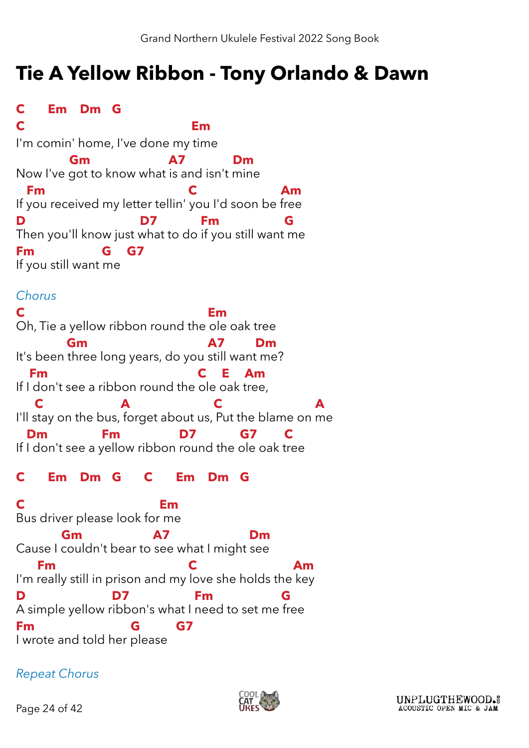# Tie A Yellow Ribbon - Tony Orlando & Dawn

```
C      Em    Dm   G
C                                 Em
I'm comin' home, I've done my time
           Gm               A7          Dm
Now I've got to know what is and isn't mine
  Fm                              C                 Am
If you received my letter tellin' you I'd soon be free
D                       D7         Fm              G
Then you'll know just what to do if you still want me
Fm               G    G7
If you still want me
```

*Chorus*

```
C                                      Em
Oh, Tie a yellow ribbon round the ole oak tree
          Gm                          A7       Dm
It's been three long years, do you still want me?
  Fm                               C    E    Am
If I don't see a ribbon round the ole oak tree,
   C              A               C                 A
I'll stay on the bus, forget about us, Put the blame on me
  Dm          Fm           D7           G7       C
If I don't see a yellow ribbon round the ole oak tree
```

```
C      Em    Dm   G      C      Em    Dm   G
```

```
C                            Em
Bus driver please look for me
         Gm               A7                Dm
Cause I couldn't bear to see what I might see
     Fm                            C                  Am
I'm really still in prison and my love she holds the key
D                   D7          Fm                G
A simple yellow ribbon's what I need to set me free
Fm                        G       G7
I wrote and told her please
```

*Repeat Chorus*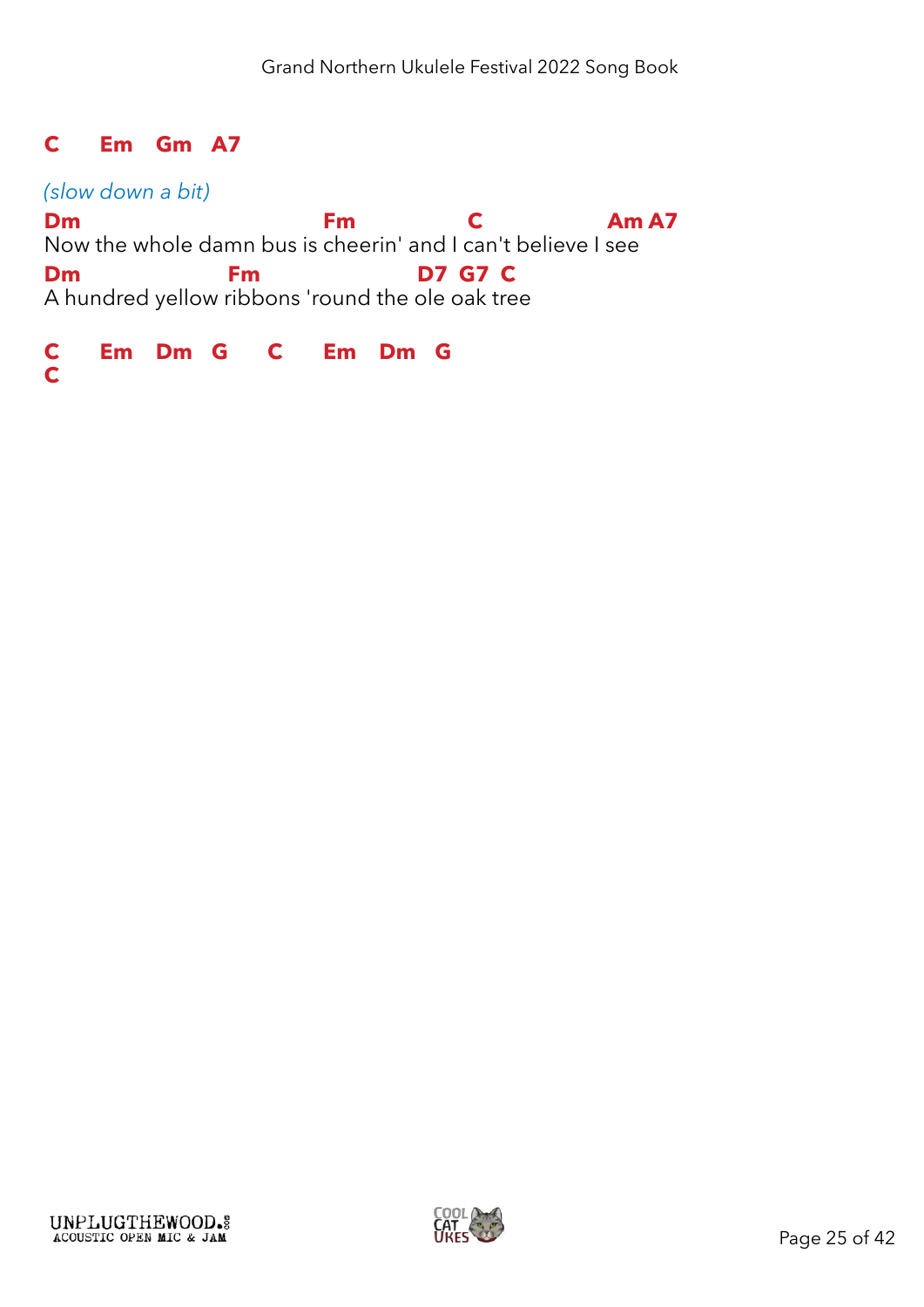**C   Em   Gm   A7**

*(slow down a bit)*

```
Dm                          Fm              C                Am A7
Now the whole damn bus is cheerin' and I can't believe I see
Dm                Fm                  D7  G7  C
A hundred yellow ribbons 'round the ole oak tree
```

**C   Em   Dm   G   C   Em   Dm   G**
**C**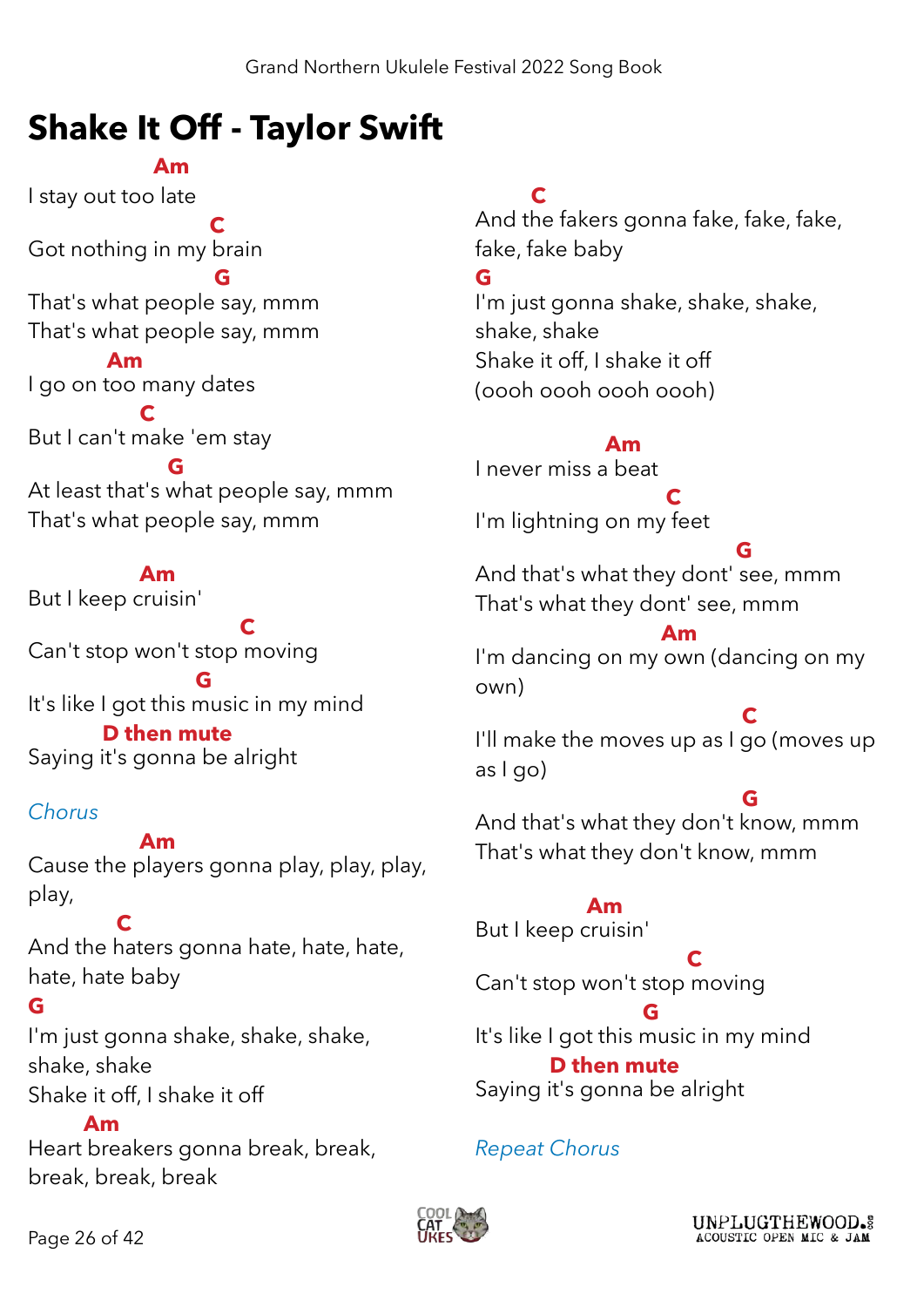# Shake It Off - Taylor Swift

**Am**
I stay out too late
**C**
Got nothing in my brain
**G**
That's what people say, mmm
That's what people say, mmm
**Am**
I go on too many dates
**C**
But I can't make 'em stay
**G**
At least that's what people say, mmm
That's what people say, mmm

**Am**
But I keep cruisin'
**C**
Can't stop won't stop moving
**G**
It's like I got this music in my mind
**D then mute**
Saying it's gonna be alright

*Chorus*
**Am**
Cause the players gonna play, play, play, play,
**C**
And the haters gonna hate, hate, hate, hate, hate baby
**G**
I'm just gonna shake, shake, shake, shake, shake
Shake it off, I shake it off
**Am**
Heart breakers gonna break, break, break, break, break
**C**
And the fakers gonna fake, fake, fake, fake, fake baby
**G**
I'm just gonna shake, shake, shake, shake, shake
Shake it off, I shake it off
(oooh oooh oooh oooh)

**Am**
I never miss a beat
**C**
I'm lightning on my feet
**G**
And that's what they dont' see, mmm
That's what they dont' see, mmm
**Am**
I'm dancing on my own (dancing on my own)
**C**
I'll make the moves up as I go (moves up as I go)
**G**
And that's what they don't know, mmm
That's what they don't know, mmm

**Am**
But I keep cruisin'
**C**
Can't stop won't stop moving
**G**
It's like I got this music in my mind
**D then mute**
Saying it's gonna be alright

*Repeat Chorus*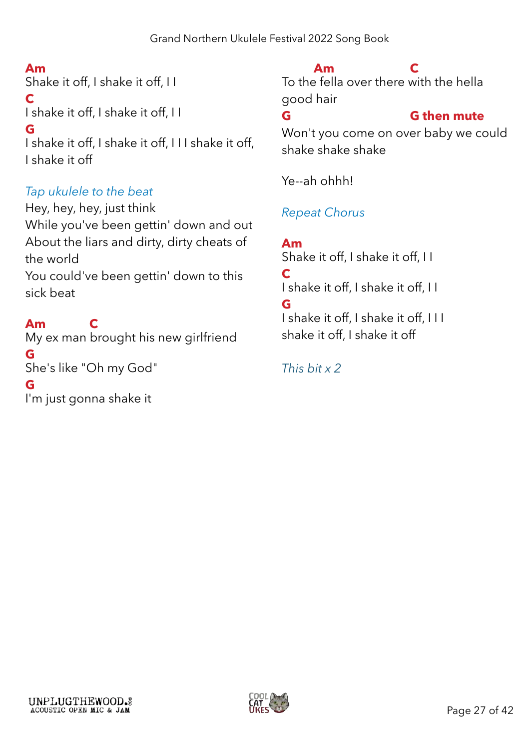**Am**
Shake it off, I shake it off, I I
**C**
I shake it off, I shake it off, I I
**G**
I shake it off, I shake it off, I I I shake it off, I shake it off

*Tap ukulele to the beat*
Hey, hey, hey, just think
While you've been gettin' down and out
About the liars and dirty, dirty cheats of the world
You could've been gettin' down to this sick beat

**Am** **C**
My ex man brought his new girlfriend
**G**
She's like "Oh my God"
**G**
I'm just gonna shake it

**Am** **C**
To the fella over there with the hella good hair
**G** **G then mute**
Won't you come on over baby we could shake shake shake

Ye--ah ohhh!

*Repeat Chorus*

**Am**
Shake it off, I shake it off, I I
**C**
I shake it off, I shake it off, I I
**G**
I shake it off, I shake it off, I I I shake it off, I shake it off

*This bit x 2*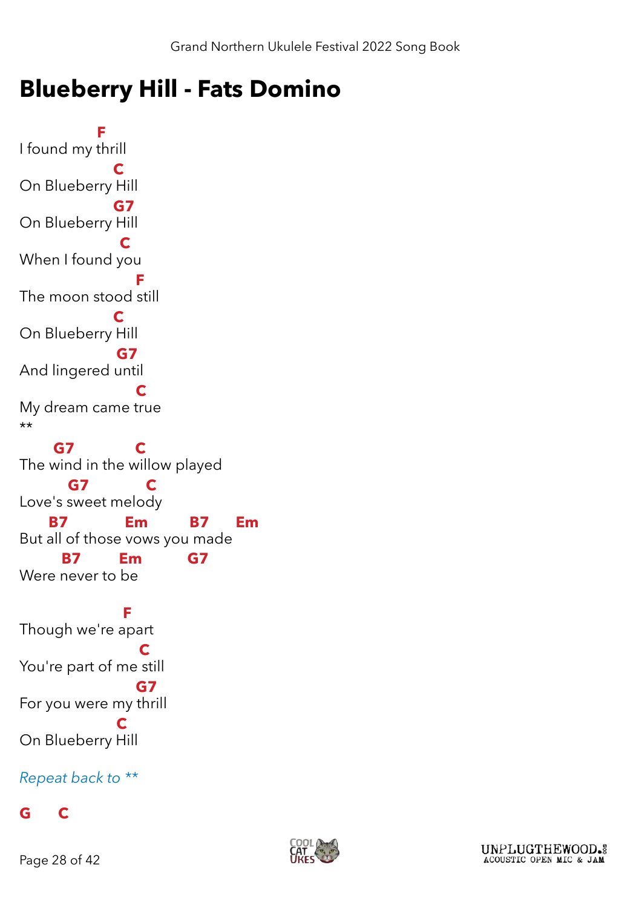# Blueberry Hill - Fats Domino

```
             F
I found my thrill
               C
On Blueberry Hill
               G7
On Blueberry Hill
                C
When I found you
                    F
The moon stood still
               C
On Blueberry Hill
                 G7
And lingered until
                    C
My dream came true
**
     G7         C
The wind in the willow played
       G7         C
Love's sweet melody
    B7         Em       B7      Em
But all of those vows you made
      B7      Em        G7
Were never to be

                  F
Though we're apart
                     C
You're part of me still
                    G7
For you were my thrill
                C
On Blueberry Hill
```

*Repeat back to ***

**G  C**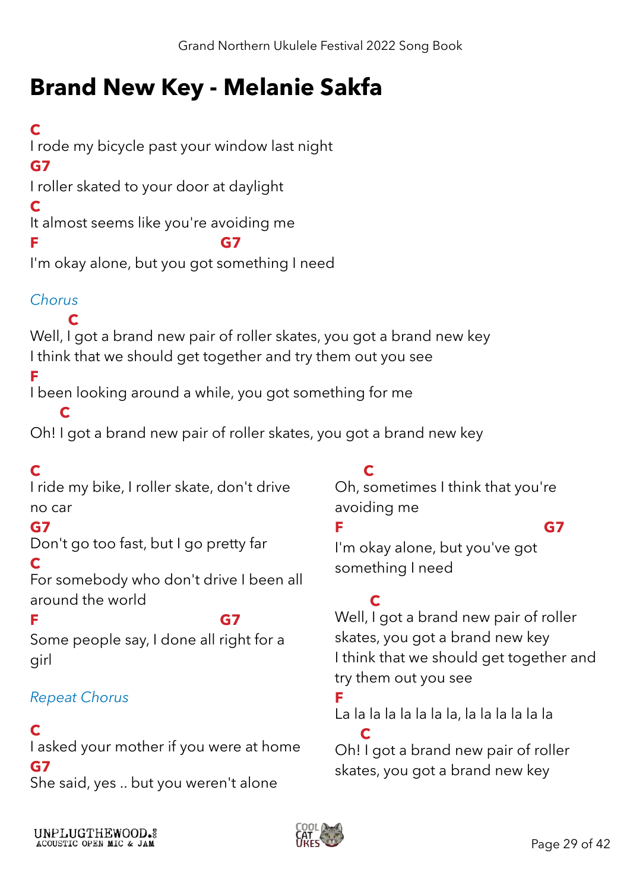# Brand New Key - Melanie Sakfa

**C**
I rode my bicycle past your window last night
**G7**
I roller skated to your door at daylight
**C**
It almost seems like you're avoiding me
**F** **G7**
I'm okay alone, but you got something I need

*Chorus*

**C**
Well, I got a brand new pair of roller skates, you got a brand new key
I think that we should get together and try them out you see
**F**
I been looking around a while, you got something for me
**C**
Oh! I got a brand new pair of roller skates, you got a brand new key

**C**
I ride my bike, I roller skate, don't drive no car
**G7**
Don't go too fast, but I go pretty far
**C**
For somebody who don't drive I been all around the world
**F** **G7**
Some people say, I done all right for a girl

*Repeat Chorus*

**C**
I asked your mother if you were at home
**G7**
She said, yes .. but you weren't alone
**C**
Oh, sometimes I think that you're avoiding me
**F** **G7**
I'm okay alone, but you've got something I need

**C**
Well, I got a brand new pair of roller skates, you got a brand new key
I think that we should get together and try them out you see
**F**
La la la la la la la la, la la la la la la
**C**
Oh! I got a brand new pair of roller skates, you got a brand new key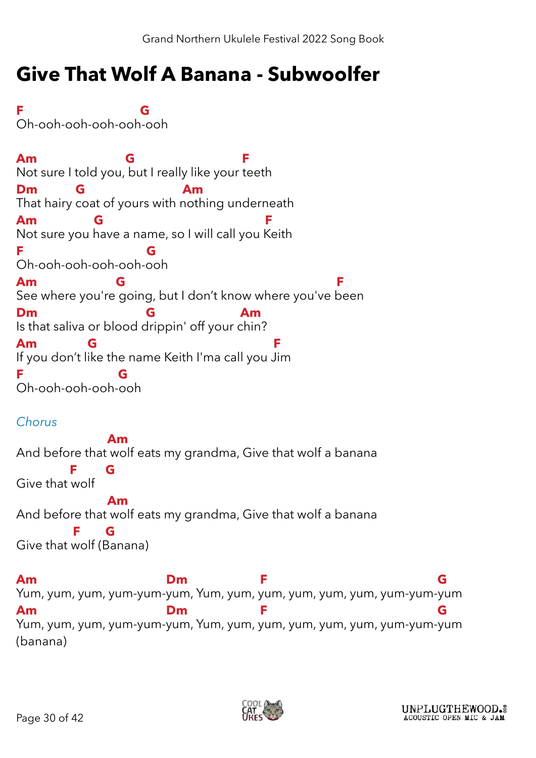# Give That Wolf A Banana - Subwoolfer

```
F                         G
Oh-ooh-ooh-ooh-ooh-ooh

Am                  G                      F
Not sure I told you, but I really like your teeth
Dm         G                  Am
That hairy coat of yours with nothing underneath
Am            G                              F
Not sure you have a name, so I will call you Keith
F                          G
Oh-ooh-ooh-ooh-ooh-ooh
Am                    G                                    F
See where you're going, but I don't know where you've been
Dm                      G                Am
Is that saliva or blood drippin' off your chin?
Am           G                                   F
If you don't like the name Keith I'ma call you Jim
F                      G
Oh-ooh-ooh-ooh-ooh
```

*Chorus*

```
                    Am
And before that wolf eats my grandma, Give that wolf a banana
            F      G
Give that wolf
                    Am
And before that wolf eats my grandma, Give that wolf a banana
            F      G
Give that wolf (Banana)

Am                            Dm             F                                 G
Yum, yum, yum, yum-yum-yum, Yum, yum, yum, yum, yum, yum, yum-yum-yum
Am                            Dm             F                                 G
Yum, yum, yum, yum-yum-yum, Yum, yum, yum, yum, yum, yum, yum-yum-yum
(banana)
```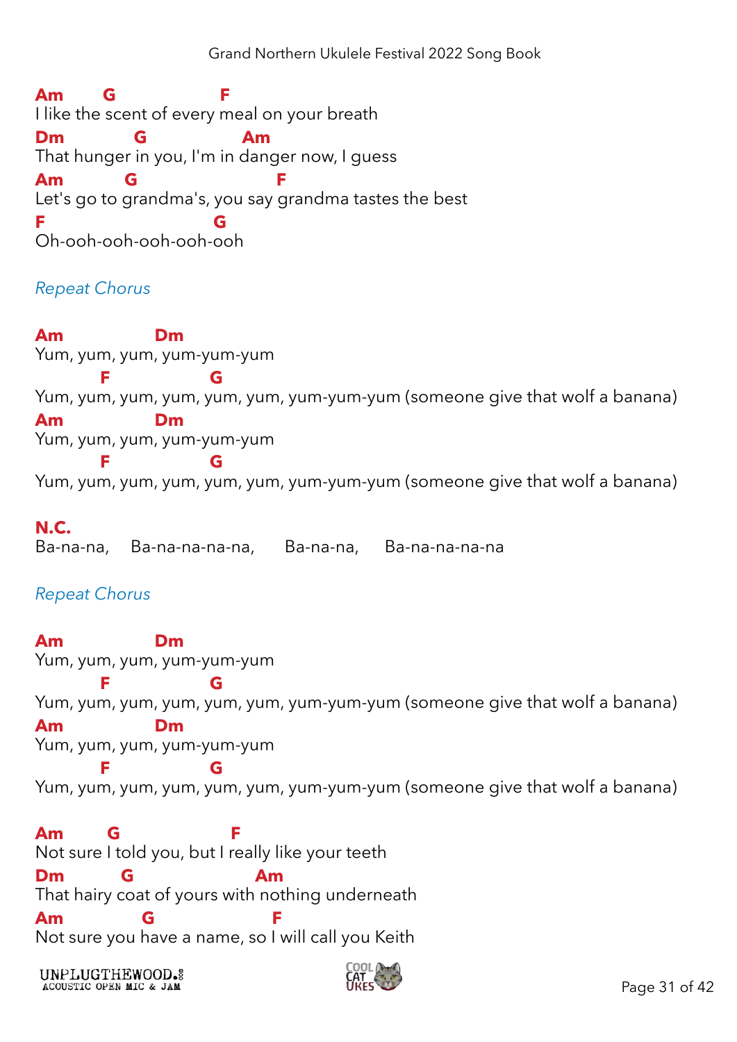```
Am       G                   F
I like the scent of every meal on your breath
Dm            G               Am
That hunger in you, I'm in danger now, I guess
Am          G                      F
Let's go to grandma's, you say grandma tastes the best
F                          G
Oh-ooh-ooh-ooh-ooh-ooh
```

*Repeat Chorus*

```
Am                Dm
Yum, yum, yum, yum-yum-yum
         F              G
Yum, yum, yum, yum, yum, yum, yum-yum-yum (someone give that wolf a banana)
Am                Dm
Yum, yum, yum, yum-yum-yum
         F              G
Yum, yum, yum, yum, yum, yum, yum-yum-yum (someone give that wolf a banana)
```

```
N.C.
Ba-na-na,    Ba-na-na-na-na,      Ba-na-na,     Ba-na-na-na-na
```

*Repeat Chorus*

```
Am                Dm
Yum, yum, yum, yum-yum-yum
         F              G
Yum, yum, yum, yum, yum, yum, yum-yum-yum (someone give that wolf a banana)
Am                Dm
Yum, yum, yum, yum-yum-yum
         F              G
Yum, yum, yum, yum, yum, yum, yum-yum-yum (someone give that wolf a banana)
```

```
Am        G                   F
Not sure I told you, but I really like your teeth
Dm          G                   Am
That hairy coat of yours with nothing underneath
Am              G                F
Not sure you have a name, so I will call you Keith
```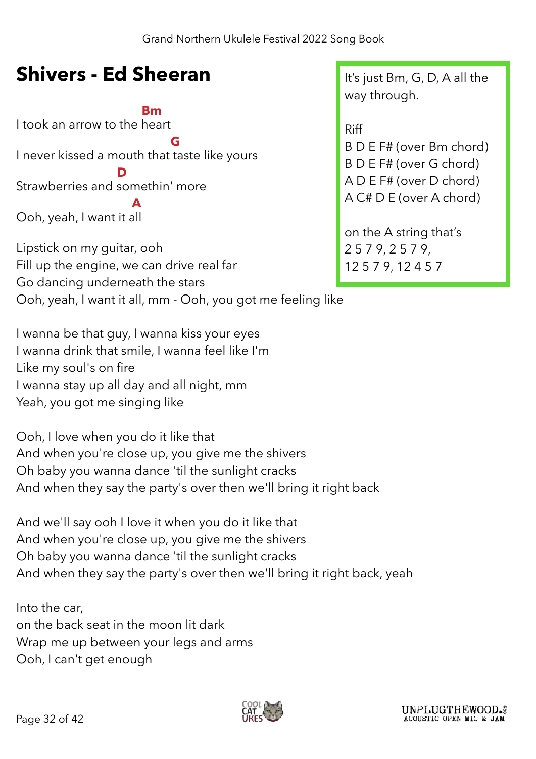# Shivers - Ed Sheeran

It's just Bm, G, D, A all the way through.

Riff
B D E F# (over Bm chord)
B D E F# (over G chord)
A D E F# (over D chord)
A C# D E (over A chord)

on the A string that's
2 5 7 9, 2 5 7 9,
12 5 7 9, 12 4 5 7

```
                  Bm
I took an arrow to the heart
                         G
I never kissed a mouth that taste like yours
               D
Strawberries and somethin' more
                 A
Ooh, yeah, I want it all
```

Lipstick on my guitar, ooh
Fill up the engine, we can drive real far
Go dancing underneath the stars
Ooh, yeah, I want it all, mm - Ooh, you got me feeling like

I wanna be that guy, I wanna kiss your eyes
I wanna drink that smile, I wanna feel like I'm
Like my soul's on fire
I wanna stay up all day and all night, mm
Yeah, you got me singing like

Ooh, I love when you do it like that
And when you're close up, you give me the shivers
Oh baby you wanna dance 'til the sunlight cracks
And when they say the party's over then we'll bring it right back

And we'll say ooh I love it when you do it like that
And when you're close up, you give me the shivers
Oh baby you wanna dance 'til the sunlight cracks
And when they say the party's over then we'll bring it right back, yeah

Into the car,
on the back seat in the moon lit dark
Wrap me up between your legs and arms
Ooh, I can't get enough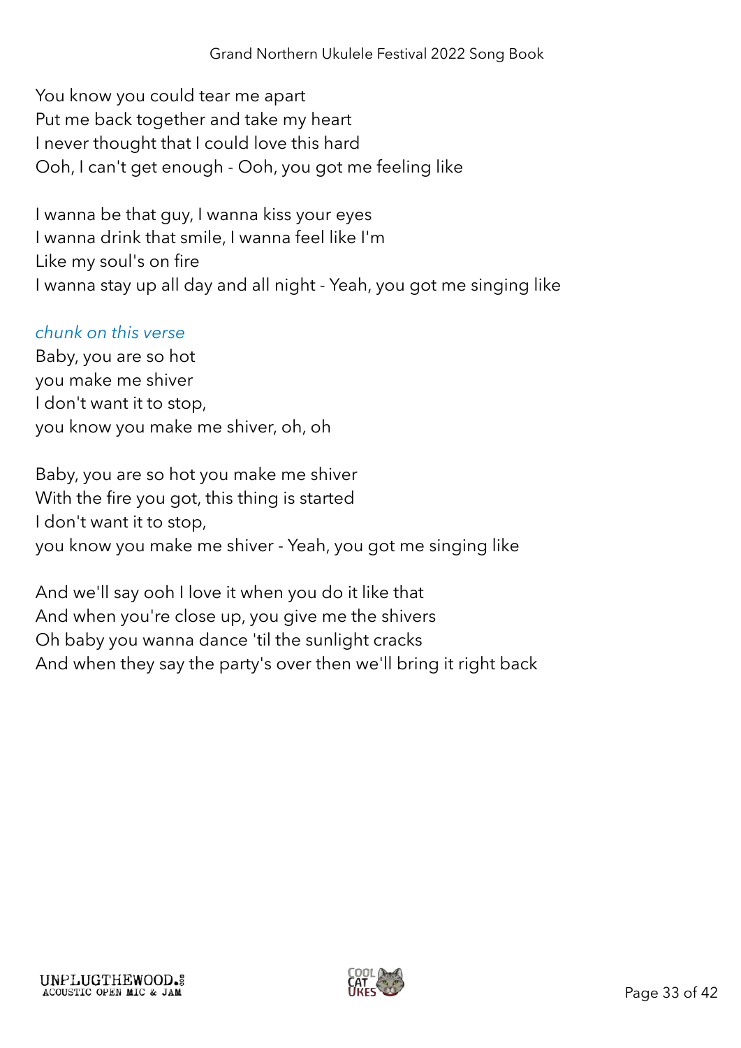You know you could tear me apart
Put me back together and take my heart
I never thought that I could love this hard
Ooh, I can't get enough - Ooh, you got me feeling like

I wanna be that guy, I wanna kiss your eyes
I wanna drink that smile, I wanna feel like I'm
Like my soul's on fire
I wanna stay up all day and all night - Yeah, you got me singing like

*chunk on this verse*
Baby, you are so hot
you make me shiver
I don't want it to stop,
you know you make me shiver, oh, oh

Baby, you are so hot you make me shiver
With the fire you got, this thing is started
I don't want it to stop,
you know you make me shiver - Yeah, you got me singing like

And we'll say ooh I love it when you do it like that
And when you're close up, you give me the shivers
Oh baby you wanna dance 'til the sunlight cracks
And when they say the party's over then we'll bring it right back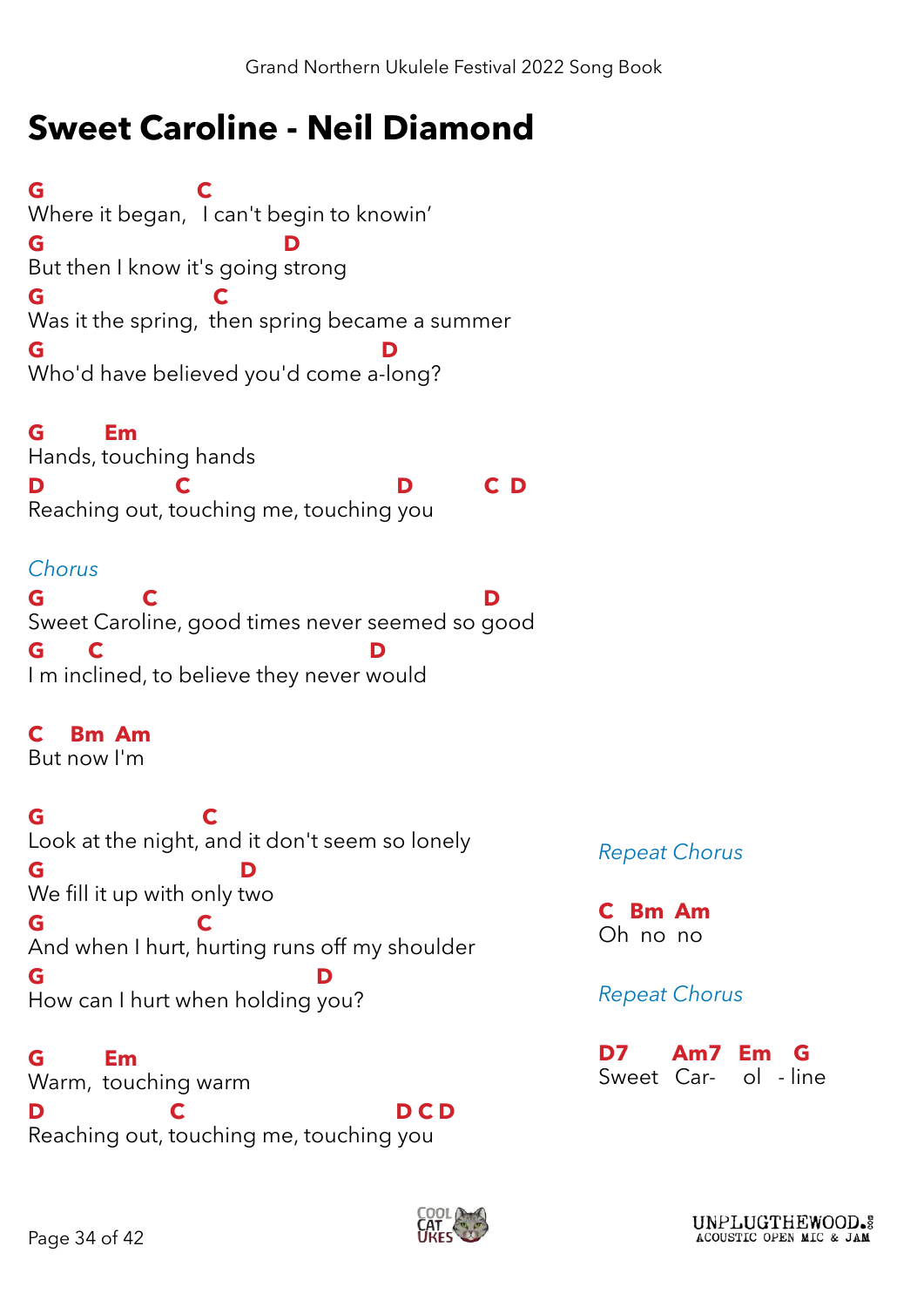# Sweet Caroline - Neil Diamond

```
G                   C
Where it began,   I can't begin to knowin'
G                           D
But then I know it's going strong
G                   C
Was it the spring,  then spring became a summer
G                                    D
Who'd have believed you'd come a-long?

G       Em
Hands, touching hands
D              C                    D        C  D
Reaching out, touching me, touching you
```

*Chorus*

```
G          C                              D
Sweet Caroline, good times never seemed so good
G     C                          D
I m inclined, to believe they never would

C   Bm  Am
But now I'm

G                  C
Look at the night, and it don't seem so lonely
G                      D
We fill it up with only two
G                  C
And when I hurt, hurting runs off my shoulder
G                             D
How can I hurt when holding you?

G       Em
Warm,  touching warm
D              C                    D C D
Reaching out, touching me, touching you
```

*Repeat Chorus*

```
C   Bm  Am
Oh  no  no
```

*Repeat Chorus*

```
D7      Am7   Em   G
Sweet   Car-  ol  - line
```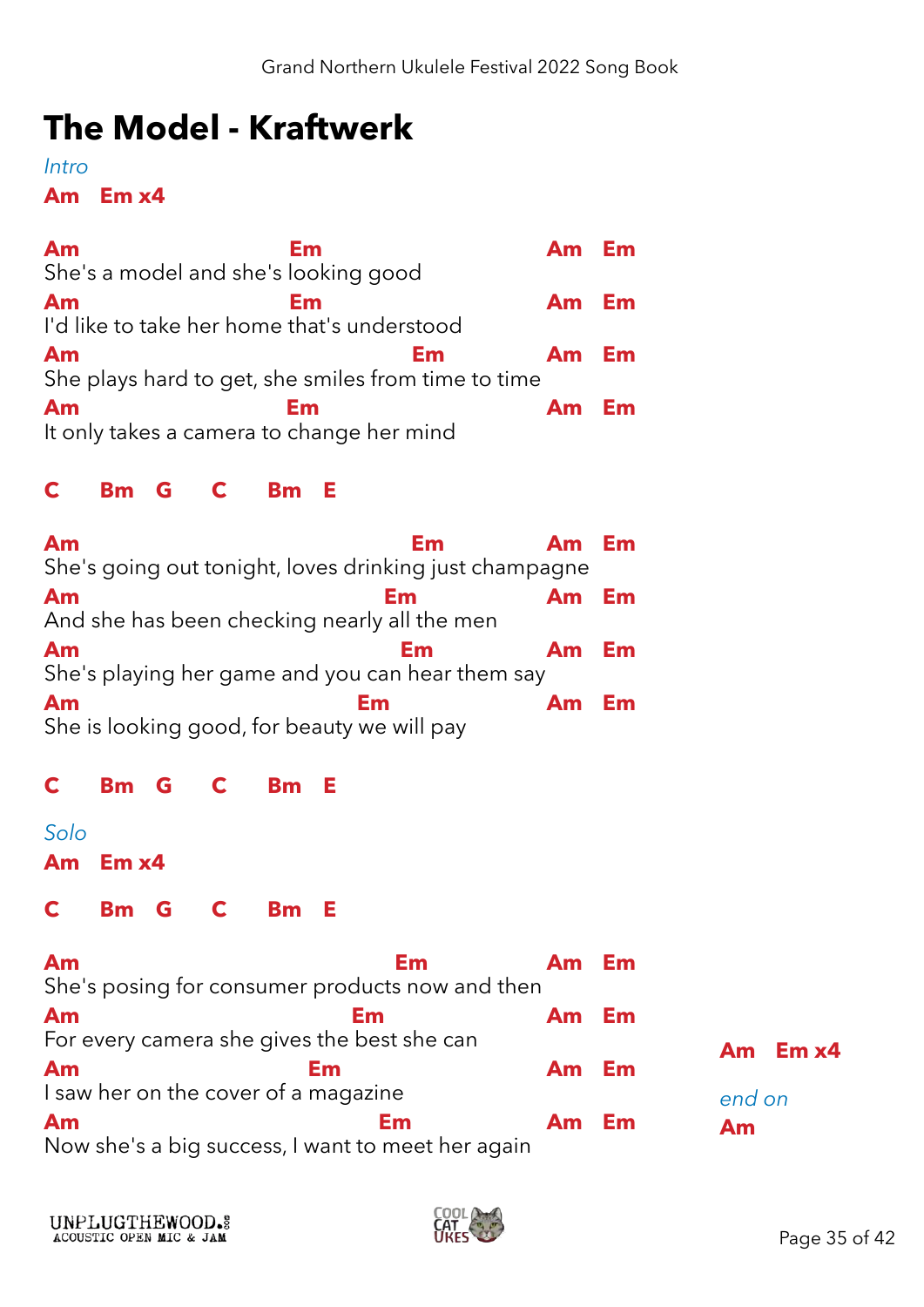# The Model - Kraftwerk

*Intro*

**Am Em x4**

```
Am                          Em                          Am   Em
She's a model and she's looking good
Am                          Em                          Am   Em
I'd like to take her home that's understood
Am                                        Em            Am   Em
She plays hard to get, she smiles from time to time
Am                          Em                          Am   Em
It only takes a camera to change her mind
```

**C Bm G C Bm E**

```
Am                                        Em            Am   Em
She's going out tonight, loves drinking just champagne
Am                                   Em                 Am   Em
And she has been checking nearly all the men
Am                                     Em               Am   Em
She's playing her game and you can hear them say
Am                                Em                    Am   Em
She is looking good, for beauty we will pay
```

**C Bm G C Bm E**

*Solo*

**Am Em x4**

**C Bm G C Bm E**

```
Am                                      Em              Am   Em
She's posing for consumer products now and then
Am                               Em                     Am   Em
For every camera she gives the best she can
Am                           Em                         Am   Em
I saw her on the cover of a magazine
Am                                    Em                Am   Em
Now she's a big success, I want to meet her again
```

**Am Em x4**

*end on*

**Am**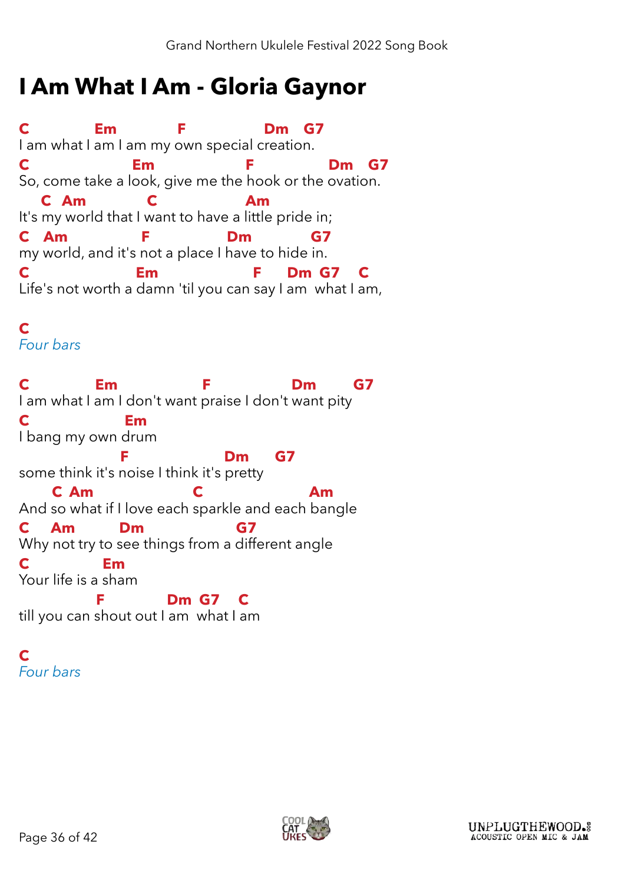# I Am What I Am - Gloria Gaynor

```
C             Em             F               Dm   G7
I am what I am I am my own special creation.
C                    Em                  F              Dm   G7
So, come take a look, give me the hook or the ovation.
    C  Am           C              Am
It's my world that I want to have a little pride in;
C   Am              F              Dm            G7
my world, and it's not a place I have to hide in.
C                     Em                    F      Dm  G7    C
Life's not worth a damn 'til you can say I am  what I am,
```

**C**
*Four bars*

```
C             Em                  F                Dm        G7
I am what I am I don't want praise I don't want pity
C                Em
I bang my own drum
                   F                 Dm      G7
some think it's noise I think it's pretty
      C  Am                C                    Am
And so what if I love each sparkle and each bangle
C    Am         Dm                  G7
Why not try to see things from a different angle
C             Em
Your life is a sham
               F            Dm  G7    C
till you can shout out I am  what I am
```

**C**
*Four bars*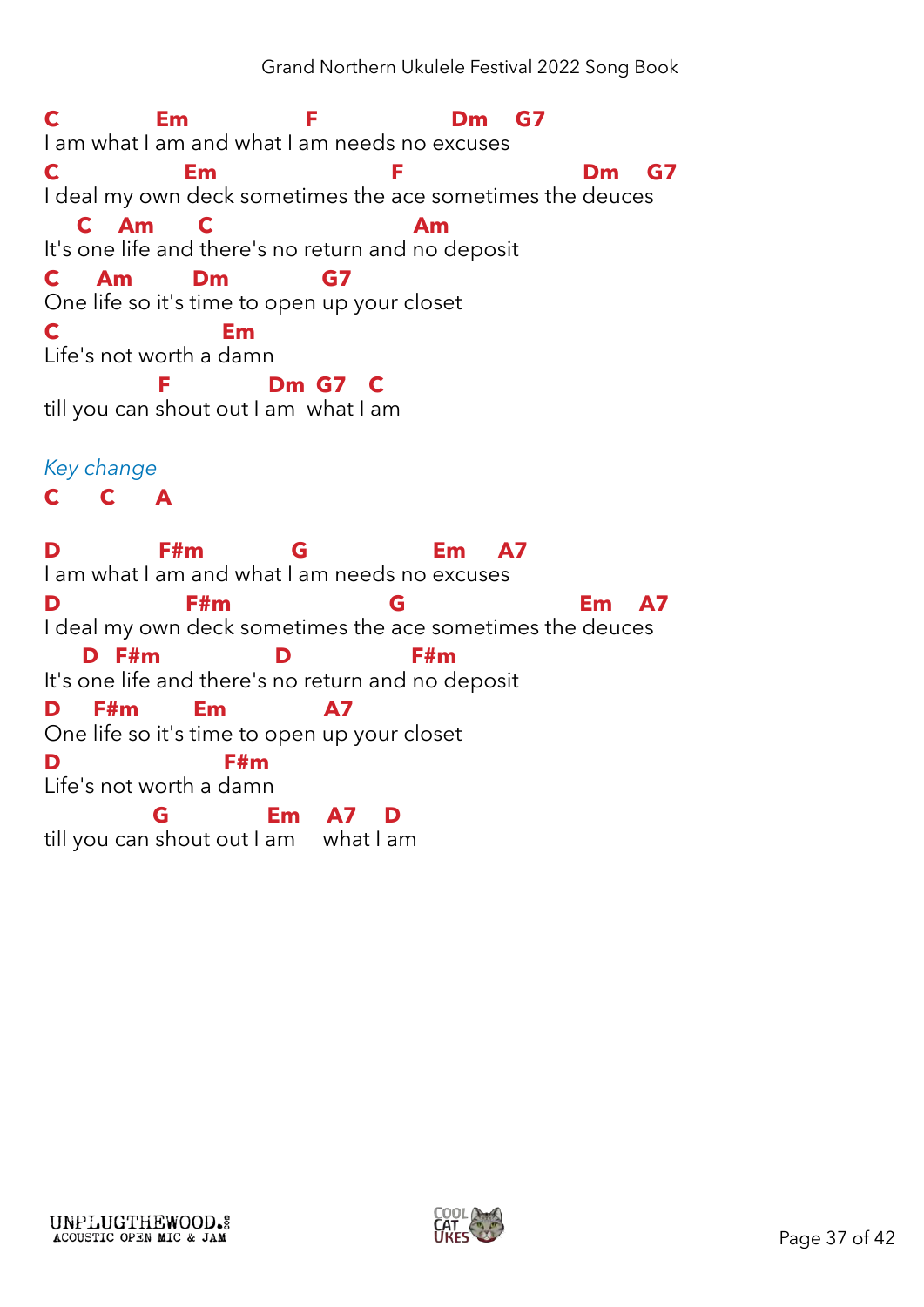```
C           Em              F               Dm   G7
I am what I am and what I am needs no excuses
C              Em                   F                    Dm   G7
I deal my own deck sometimes the ace sometimes the deuces
   C   Am     C                         Am
It's one life and there's no return and no deposit
C    Am      Dm          G7
One life so it's time to open up your closet
C                   Em
Life's not worth a damn
            F           Dm  G7   C
till you can shout out I am  what I am
```

*Key change*

```
C     C     A
```

```
D           F#m         G               Em   A7
I am what I am and what I am needs no excuses
D              F#m                  G                    Em   A7
I deal my own deck sometimes the ace sometimes the deuces
    D  F#m            D              F#m
It's one life and there's no return and no deposit
D    F#m     Em          A7
One life so it's time to open up your closet
D                   F#m
Life's not worth a damn
            G           Em    A7   D
till you can shout out I am     what I am
```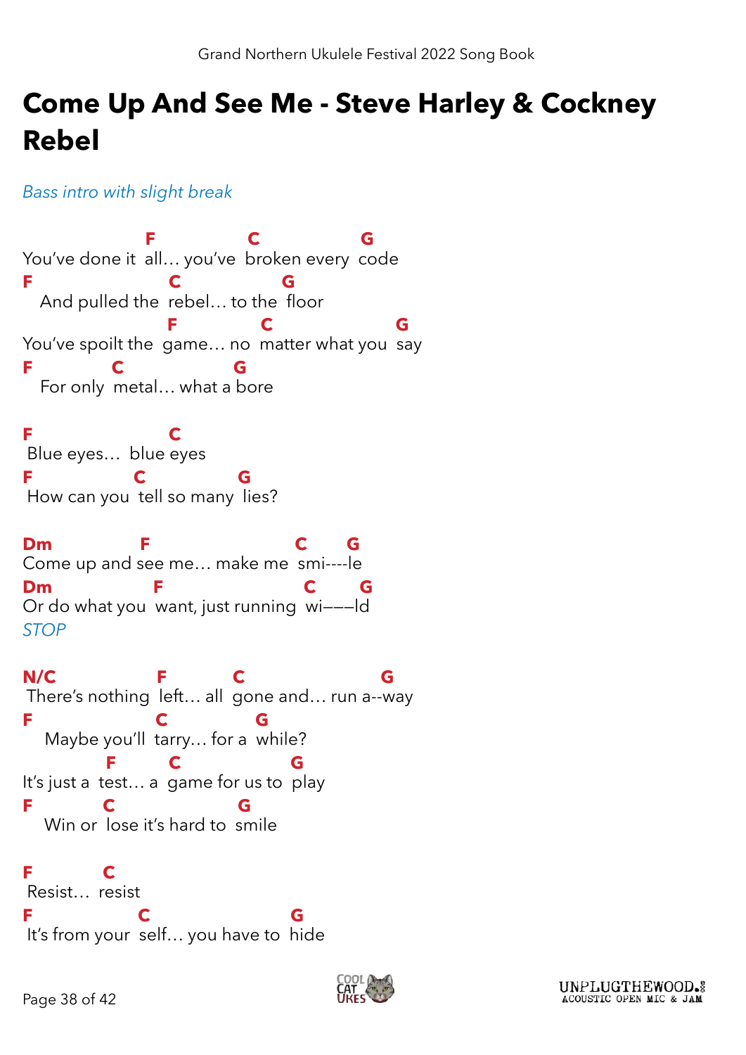# Come Up And See Me - Steve Harley & Cockney Rebel

*Bass intro with slight break*

```
                  F             C              G
You've done it  all… you've  broken every  code
F                    C               G
   And pulled the  rebel… to the  floor
                     F             C                   G
You've spoilt the  game… no  matter what you  say
F            C                  G
   For only  metal… what a bore
```

```
F                    C
 Blue eyes…  blue eyes
F              C              G
 How can you  tell so many  lies?
```

```
Dm                F                         C      G
Come up and see me… make me  smi----le
Dm                  F                        C       G
Or do what you  want, just running  wi———ld
```

*STOP*

```
N/C                F          C                        G
 There's nothing  left… all  gone and… run a--way
F                    C               G
    Maybe you'll  tarry… for a  while?
             F         C                  G
It's just a  test… a  game for us to  play
F          C                   G
    Win or  lose it's hard to  smile
```

```
F          C
 Resist…  resist
F                     C                    G
 It's from your  self… you have to  hide
```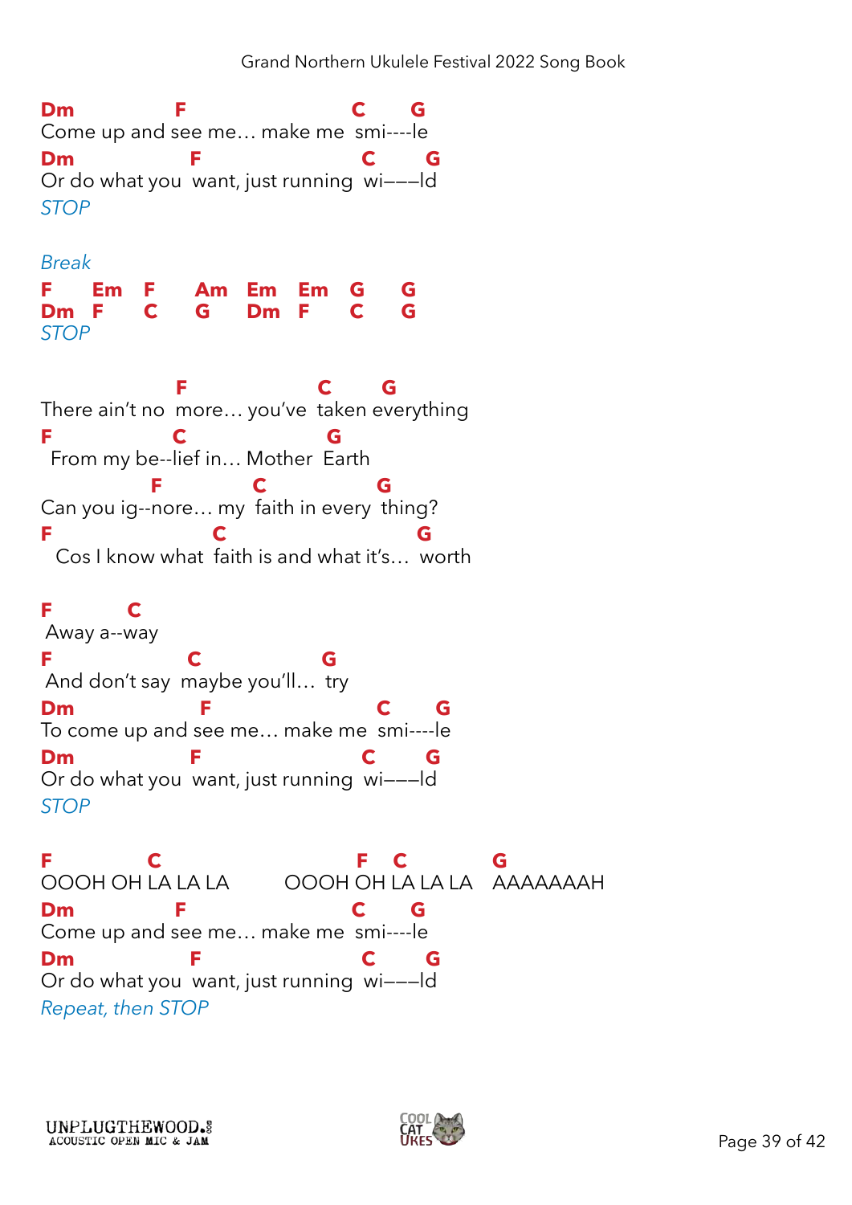```
Dm              F                       C      G
Come up and see me… make me  smi----le
Dm                F                      C      G
Or do what you  want, just running  wi———ld
```
*STOP*

*Break*

```
F     Em   F     Am   Em   Em   G     G
Dm  F      C     G    Dm   F    C     G
```
*STOP*

```
                  F                   C       G
There ain't no  more… you've  taken everything
F                C                    G
  From my be--lief in… Mother  Earth
                F            C                G
Can you ig--nore… my  faith in every  thing?
F                      C                         G
   Cos I know what  faith is and what it's…  worth
```

```
F          C
 Away a--way
F                C                  G
 And don't say  maybe you'll…  try
Dm                  F                     C      G
To come up and see me… make me  smi----le
Dm                F                      C      G
Or do what you  want, just running  wi———ld
```
*STOP*

```
F             C                              F    C            G
OOOH OH LA LA LA         OOOH OH LA LA LA    AAAAAAAH
Dm              F                       C      G
Come up and see me… make me  smi----le
Dm                F                      C      G
Or do what you  want, just running  wi———ld
```
*Repeat, then STOP*

UNPLUGTHEWOOD.COM ACOUSTIC OPEN MIC & JAM

COOL CAT UKES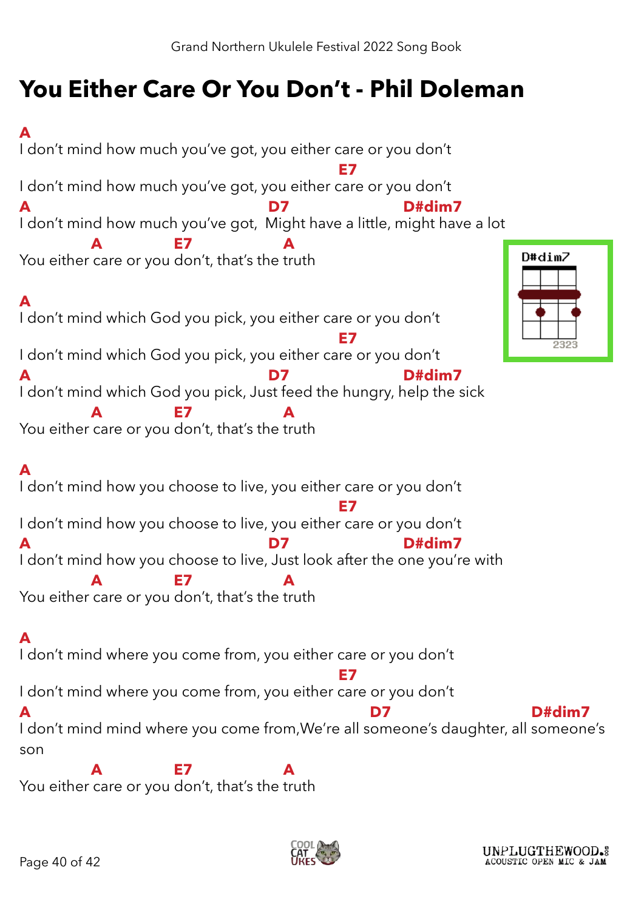# You Either Care Or You Don't - Phil Doleman

```
A
I don't mind how much you've got, you either care or you don't
                                                 E7
I don't mind how much you've got, you either care or you don't
A                                      D7               D#dim7
I don't mind how much you've got,  Might have a little, might have a lot
           A           E7               A
You either care or you don't, that's the truth

A
I don't mind which God you pick, you either care or you don't
                                                 E7
I don't mind which God you pick, you either care or you don't
A                                      D7               D#dim7
I don't mind which God you pick, Just feed the hungry, help the sick
           A           E7               A
You either care or you don't, that's the truth

A
I don't mind how you choose to live, you either care or you don't
                                                 E7
I don't mind how you choose to live, you either care or you don't
A                                      D7               D#dim7
I don't mind how you choose to live, Just look after the one you're with
           A           E7               A
You either care or you don't, that's the truth

A
I don't mind where you come from, you either care or you don't
                                                 E7
I don't mind where you come from, you either care or you don't
A                                                    D7                       D#dim7
I don't mind mind where you come from,We're all someone's daughter, all someone's
son
           A           E7               A
You either care or you don't, that's the truth
```

D#dim7 (2323)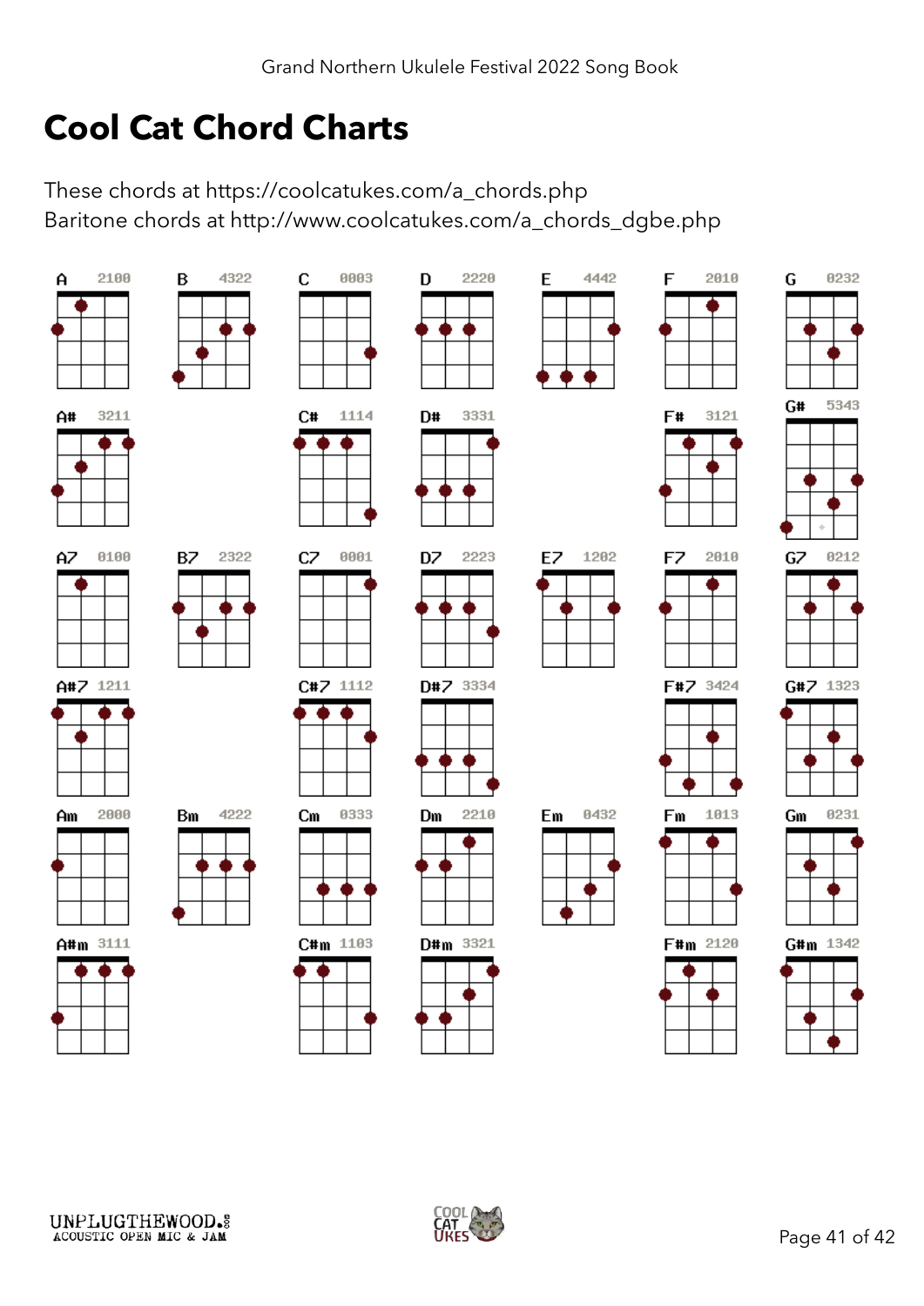# Cool Cat Chord Charts

These chords at https://coolcatukes.com/a_chords.php
Baritone chords at http://www.coolcatukes.com/a_chords_dgbe.php

| Chord | Fingering | Chord | Fingering | Chord | Fingering | Chord | Fingering | Chord | Fingering | Chord | Fingering | Chord | Fingering |
|---|---|---|---|---|---|---|---|---|---|---|---|---|---|
| A | 2100 | B | 4322 | C | 0003 | D | 2220 | E | 4442 | F | 2010 | G | 0232 |
| A# | 3211 | | | C# | 1114 | D# | 3331 | | | F# | 3121 | G# | 5343 |
| A7 | 0100 | B7 | 2322 | C7 | 0001 | D7 | 2223 | E7 | 1202 | F7 | 2310 | G7 | 0212 |
| A#7 | 1211 | | | C#7 | 1112 | D#7 | 3334 | | | F#7 | 3424 | G#7 | 1323 |
| Am | 2000 | Bm | 4222 | Cm | 0333 | Dm | 2210 | Em | 0432 | Fm | 1013 | Gm | 0231 |
| A#m | 3111 | | | C#m | 1103 | D#m | 3321 | | | F#m | 2120 | G#m | 1342 |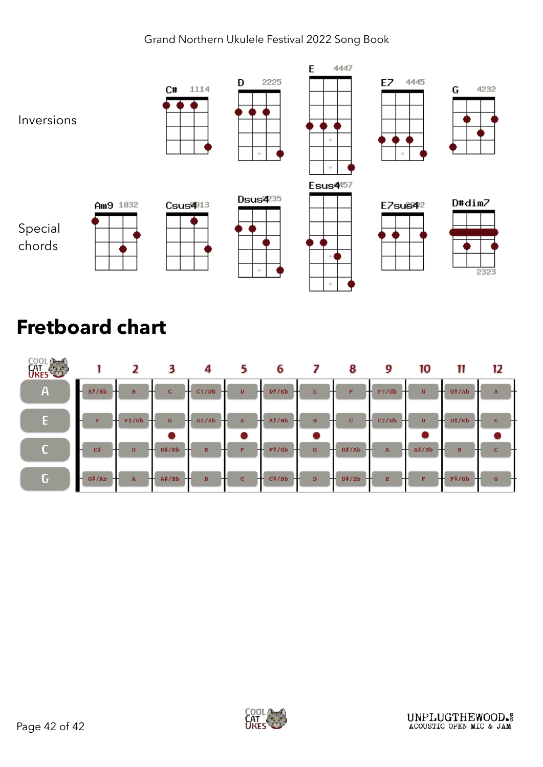Inversions

C# 1114

D 2225

E 4447

E7 4445

G 4232

Special chords

Am9 1032

Csus4 0013

Dsus4 2235

Esus4 4457

E7sus4 2202

D#dim7 2323

# Fretboard chart

| | 1 | 2 | 3 | 4 | 5 | 6 | 7 | 8 | 9 | 10 | 11 | 12 |
|---|---|---|---|---|---|---|---|---|---|---|---|---|
| A | A#/Bb | B | C | C#/Db | D | D#/Eb | E | F | F#/Gb | G | G#/Ab | A |
| E | F | F#/Gb | G | G#/Ab | A | A#/Bb | B | C | C#/Db | D | D#/Eb | E |
| C | C# | D | D#/Eb | E | F | F#/Gb | G | G#/Ab | A | A#/Bb | B | C |
| G | G#/Ab | A | A#/Bb | B | C | C#/Db | D | D#/Eb | E | F | F#/Gb | G |